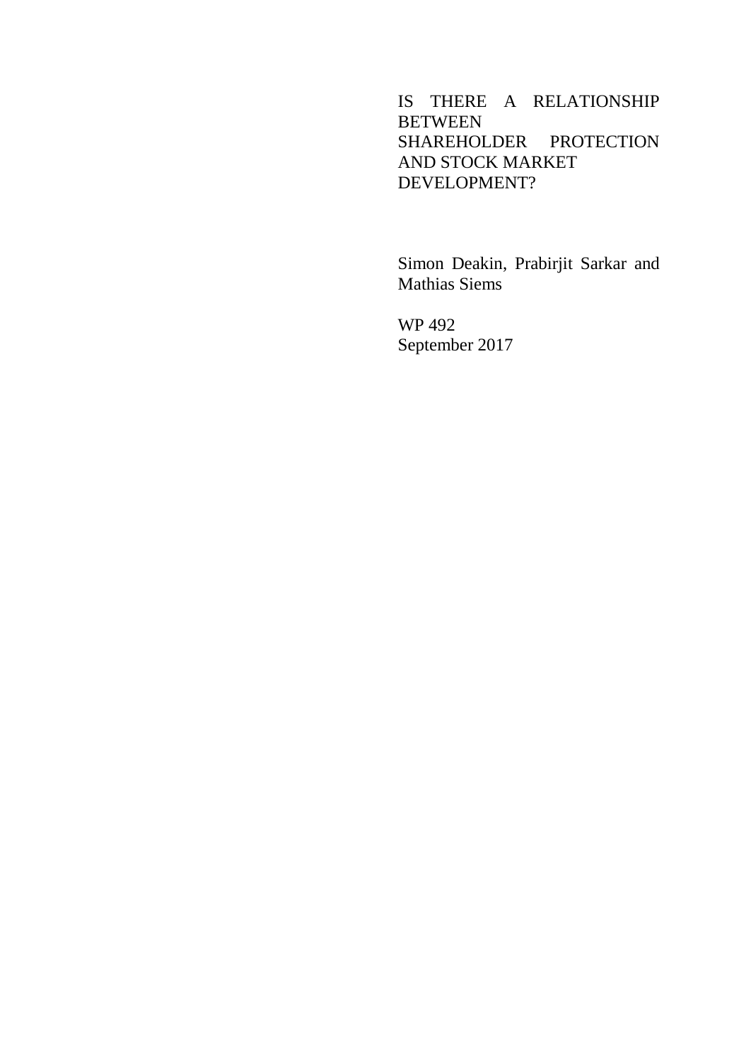# IS THERE A RELATIONSHIP BETWEEN SHAREHOLDER PROTECTION AND STOCK MARKET DEVELOPMENT?

Simon Deakin, Prabirjit Sarkar and Mathias Siems

WP 492
September 2017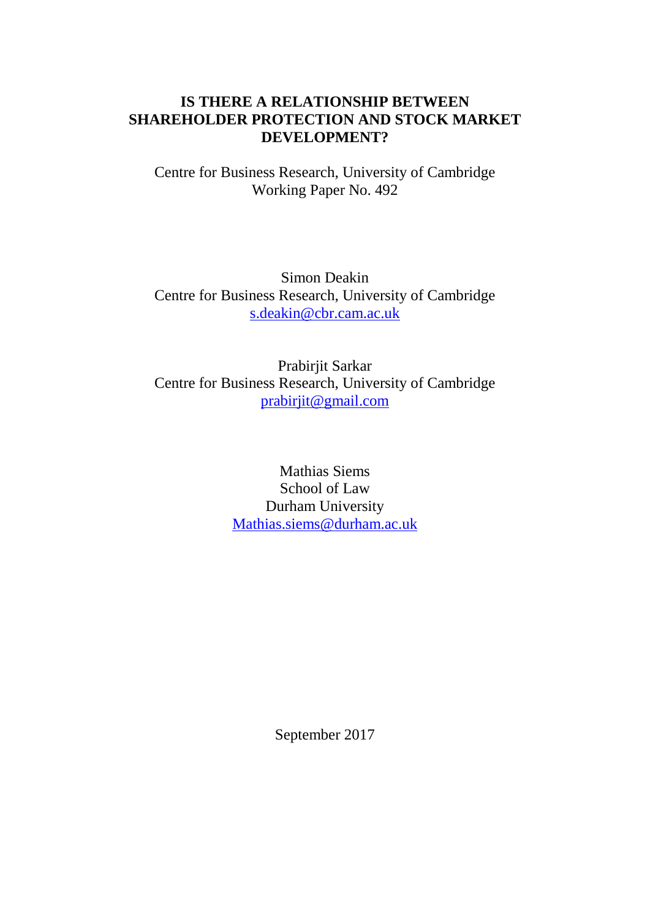# IS THERE A RELATIONSHIP BETWEEN SHAREHOLDER PROTECTION AND STOCK MARKET DEVELOPMENT?

Centre for Business Research, University of Cambridge
Working Paper No. 492

Simon Deakin
Centre for Business Research, University of Cambridge
s.deakin@cbr.cam.ac.uk

Prabirjit Sarkar
Centre for Business Research, University of Cambridge
prabirjit@gmail.com

Mathias Siems
School of Law
Durham University
Mathias.siems@durham.ac.uk

September 2017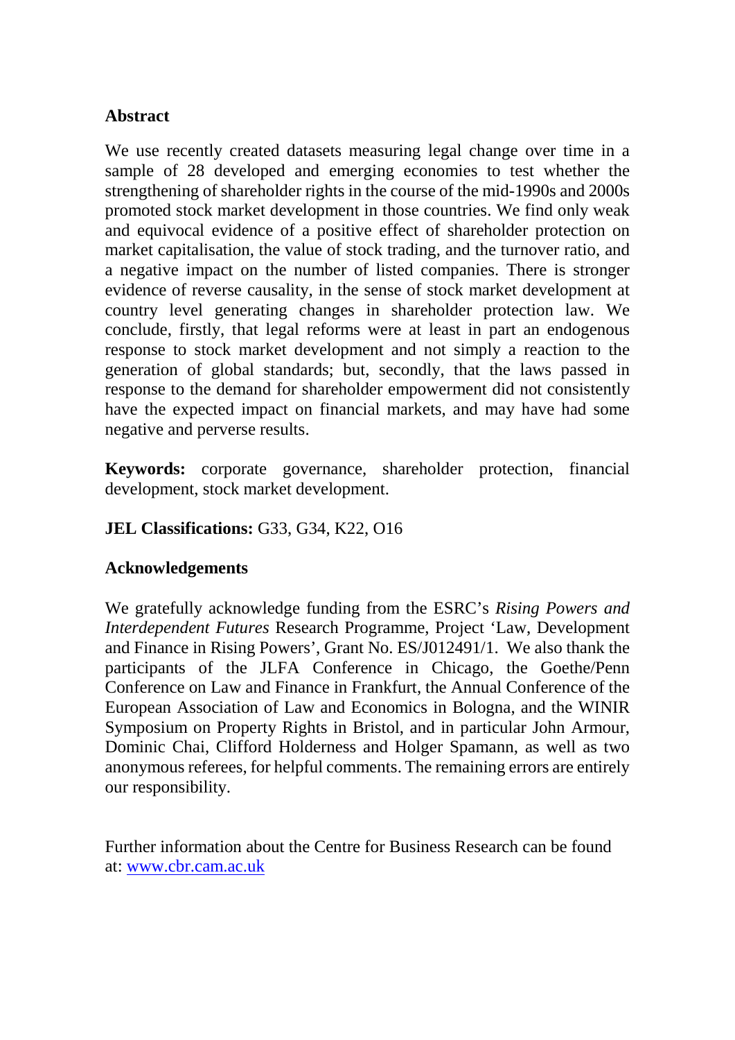## Abstract

We use recently created datasets measuring legal change over time in a sample of 28 developed and emerging economies to test whether the strengthening of shareholder rights in the course of the mid-1990s and 2000s promoted stock market development in those countries. We find only weak and equivocal evidence of a positive effect of shareholder protection on market capitalisation, the value of stock trading, and the turnover ratio, and a negative impact on the number of listed companies. There is stronger evidence of reverse causality, in the sense of stock market development at country level generating changes in shareholder protection law. We conclude, firstly, that legal reforms were at least in part an endogenous response to stock market development and not simply a reaction to the generation of global standards; but, secondly, that the laws passed in response to the demand for shareholder empowerment did not consistently have the expected impact on financial markets, and may have had some negative and perverse results.

**Keywords:** corporate governance, shareholder protection, financial development, stock market development.

**JEL Classifications:** G33, G34, K22, O16

## Acknowledgements

We gratefully acknowledge funding from the ESRC's *Rising Powers and Interdependent Futures* Research Programme, Project 'Law, Development and Finance in Rising Powers', Grant No. ES/J012491/1. We also thank the participants of the JLFA Conference in Chicago, the Goethe/Penn Conference on Law and Finance in Frankfurt, the Annual Conference of the European Association of Law and Economics in Bologna, and the WINIR Symposium on Property Rights in Bristol, and in particular John Armour, Dominic Chai, Clifford Holderness and Holger Spamann, as well as two anonymous referees, for helpful comments. The remaining errors are entirely our responsibility.

Further information about the Centre for Business Research can be found at: www.cbr.cam.ac.uk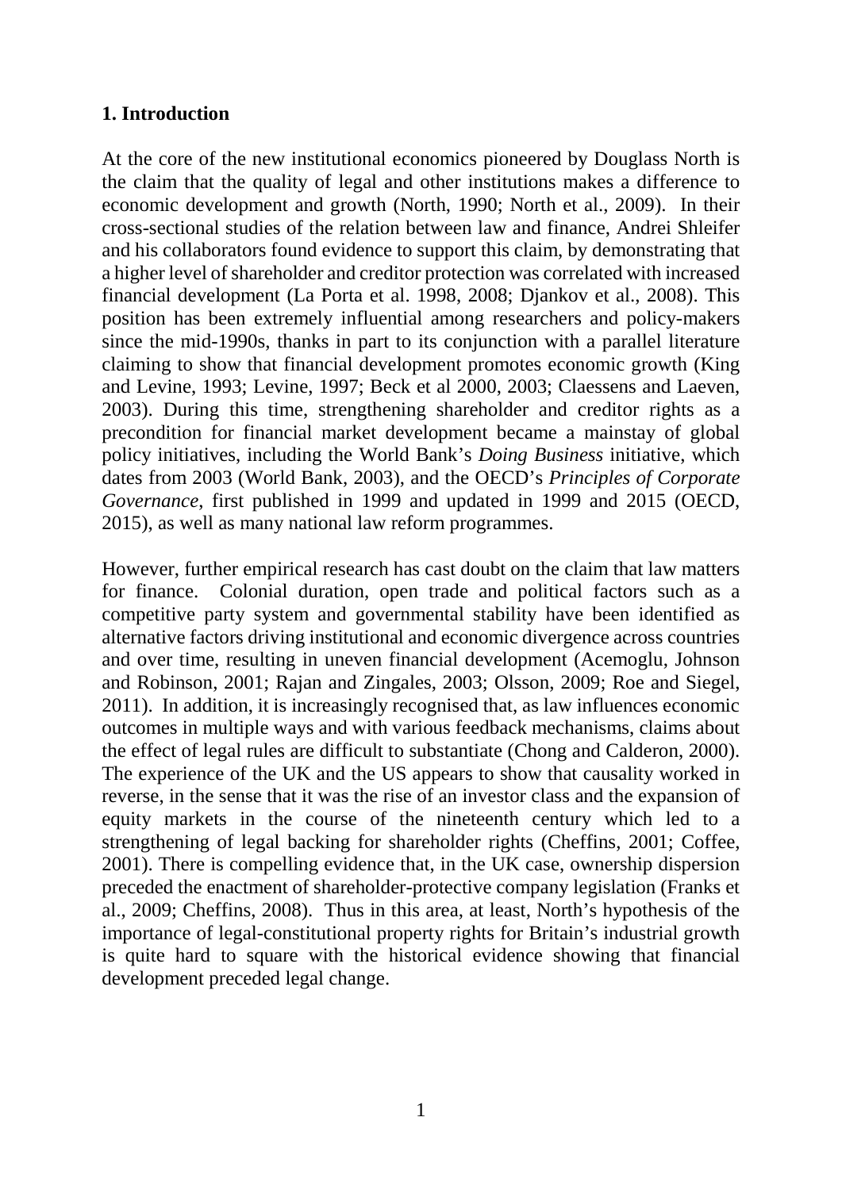## 1. Introduction

At the core of the new institutional economics pioneered by Douglass North is the claim that the quality of legal and other institutions makes a difference to economic development and growth (North, 1990; North et al., 2009). In their cross-sectional studies of the relation between law and finance, Andrei Shleifer and his collaborators found evidence to support this claim, by demonstrating that a higher level of shareholder and creditor protection was correlated with increased financial development (La Porta et al. 1998, 2008; Djankov et al., 2008). This position has been extremely influential among researchers and policy-makers since the mid-1990s, thanks in part to its conjunction with a parallel literature claiming to show that financial development promotes economic growth (King and Levine, 1993; Levine, 1997; Beck et al 2000, 2003; Claessens and Laeven, 2003). During this time, strengthening shareholder and creditor rights as a precondition for financial market development became a mainstay of global policy initiatives, including the World Bank's *Doing Business* initiative, which dates from 2003 (World Bank, 2003), and the OECD's *Principles of Corporate Governance*, first published in 1999 and updated in 1999 and 2015 (OECD, 2015), as well as many national law reform programmes.

However, further empirical research has cast doubt on the claim that law matters for finance. Colonial duration, open trade and political factors such as a competitive party system and governmental stability have been identified as alternative factors driving institutional and economic divergence across countries and over time, resulting in uneven financial development (Acemoglu, Johnson and Robinson, 2001; Rajan and Zingales, 2003; Olsson, 2009; Roe and Siegel, 2011). In addition, it is increasingly recognised that, as law influences economic outcomes in multiple ways and with various feedback mechanisms, claims about the effect of legal rules are difficult to substantiate (Chong and Calderon, 2000). The experience of the UK and the US appears to show that causality worked in reverse, in the sense that it was the rise of an investor class and the expansion of equity markets in the course of the nineteenth century which led to a strengthening of legal backing for shareholder rights (Cheffins, 2001; Coffee, 2001). There is compelling evidence that, in the UK case, ownership dispersion preceded the enactment of shareholder-protective company legislation (Franks et al., 2009; Cheffins, 2008). Thus in this area, at least, North's hypothesis of the importance of legal-constitutional property rights for Britain's industrial growth is quite hard to square with the historical evidence showing that financial development preceded legal change.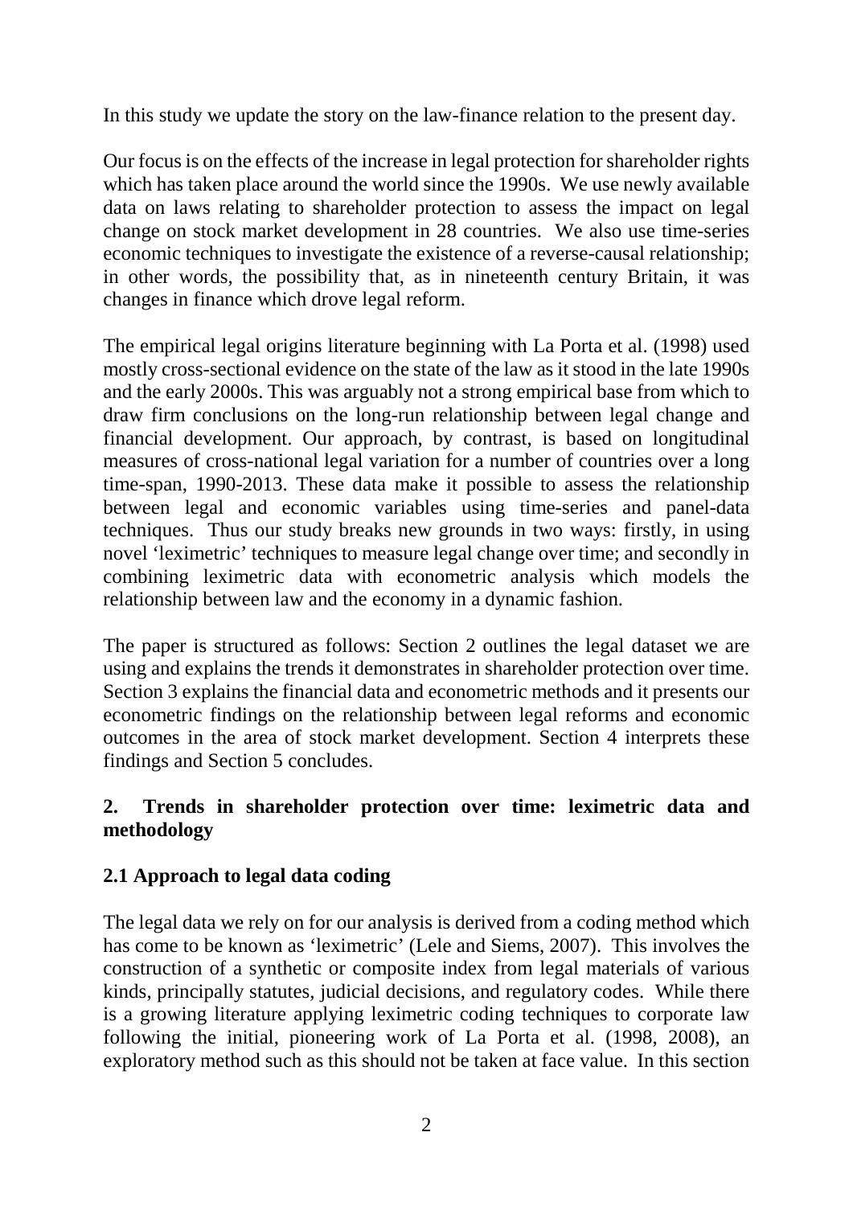In this study we update the story on the law-finance relation to the present day.

Our focus is on the effects of the increase in legal protection for shareholder rights which has taken place around the world since the 1990s. We use newly available data on laws relating to shareholder protection to assess the impact on legal change on stock market development in 28 countries. We also use time-series economic techniques to investigate the existence of a reverse-causal relationship; in other words, the possibility that, as in nineteenth century Britain, it was changes in finance which drove legal reform.

The empirical legal origins literature beginning with La Porta et al. (1998) used mostly cross-sectional evidence on the state of the law as it stood in the late 1990s and the early 2000s. This was arguably not a strong empirical base from which to draw firm conclusions on the long-run relationship between legal change and financial development. Our approach, by contrast, is based on longitudinal measures of cross-national legal variation for a number of countries over a long time-span, 1990-2013. These data make it possible to assess the relationship between legal and economic variables using time-series and panel-data techniques. Thus our study breaks new grounds in two ways: firstly, in using novel 'leximetric' techniques to measure legal change over time; and secondly in combining leximetric data with econometric analysis which models the relationship between law and the economy in a dynamic fashion.

The paper is structured as follows: Section 2 outlines the legal dataset we are using and explains the trends it demonstrates in shareholder protection over time. Section 3 explains the financial data and econometric methods and it presents our econometric findings on the relationship between legal reforms and economic outcomes in the area of stock market development. Section 4 interprets these findings and Section 5 concludes.

## 2. Trends in shareholder protection over time: leximetric data and methodology

### 2.1 Approach to legal data coding

The legal data we rely on for our analysis is derived from a coding method which has come to be known as 'leximetric' (Lele and Siems, 2007). This involves the construction of a synthetic or composite index from legal materials of various kinds, principally statutes, judicial decisions, and regulatory codes. While there is a growing literature applying leximetric coding techniques to corporate law following the initial, pioneering work of La Porta et al. (1998, 2008), an exploratory method such as this should not be taken at face value. In this section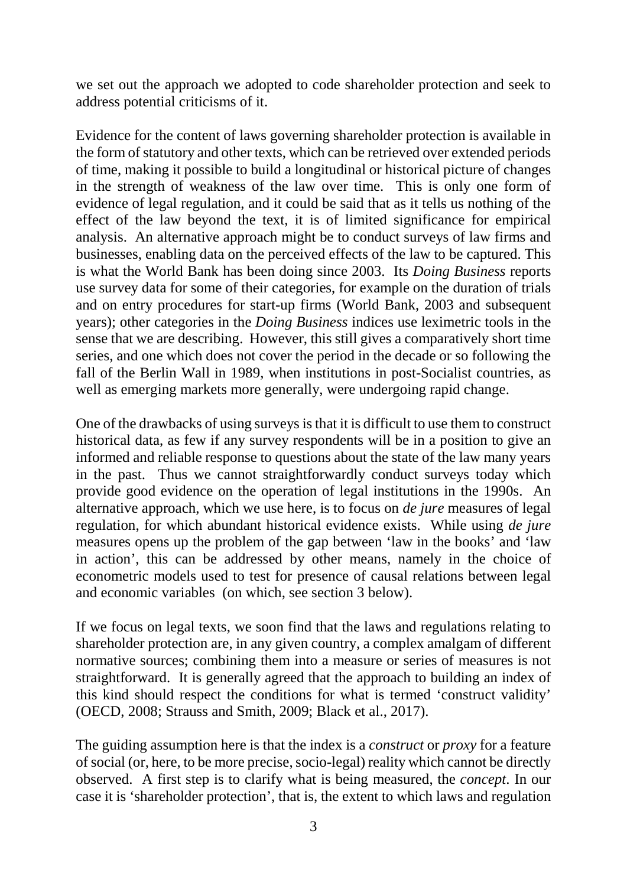we set out the approach we adopted to code shareholder protection and seek to address potential criticisms of it.

Evidence for the content of laws governing shareholder protection is available in the form of statutory and other texts, which can be retrieved over extended periods of time, making it possible to build a longitudinal or historical picture of changes in the strength of weakness of the law over time. This is only one form of evidence of legal regulation, and it could be said that as it tells us nothing of the effect of the law beyond the text, it is of limited significance for empirical analysis. An alternative approach might be to conduct surveys of law firms and businesses, enabling data on the perceived effects of the law to be captured. This is what the World Bank has been doing since 2003. Its *Doing Business* reports use survey data for some of their categories, for example on the duration of trials and on entry procedures for start-up firms (World Bank, 2003 and subsequent years); other categories in the *Doing Business* indices use leximetric tools in the sense that we are describing. However, this still gives a comparatively short time series, and one which does not cover the period in the decade or so following the fall of the Berlin Wall in 1989, when institutions in post-Socialist countries, as well as emerging markets more generally, were undergoing rapid change.

One of the drawbacks of using surveys is that it is difficult to use them to construct historical data, as few if any survey respondents will be in a position to give an informed and reliable response to questions about the state of the law many years in the past. Thus we cannot straightforwardly conduct surveys today which provide good evidence on the operation of legal institutions in the 1990s. An alternative approach, which we use here, is to focus on *de jure* measures of legal regulation, for which abundant historical evidence exists. While using *de jure* measures opens up the problem of the gap between 'law in the books' and 'law in action', this can be addressed by other means, namely in the choice of econometric models used to test for presence of causal relations between legal and economic variables (on which, see section 3 below).

If we focus on legal texts, we soon find that the laws and regulations relating to shareholder protection are, in any given country, a complex amalgam of different normative sources; combining them into a measure or series of measures is not straightforward. It is generally agreed that the approach to building an index of this kind should respect the conditions for what is termed 'construct validity' (OECD, 2008; Strauss and Smith, 2009; Black et al., 2017).

The guiding assumption here is that the index is a *construct* or *proxy* for a feature of social (or, here, to be more precise, socio-legal) reality which cannot be directly observed. A first step is to clarify what is being measured, the *concept*. In our case it is 'shareholder protection', that is, the extent to which laws and regulation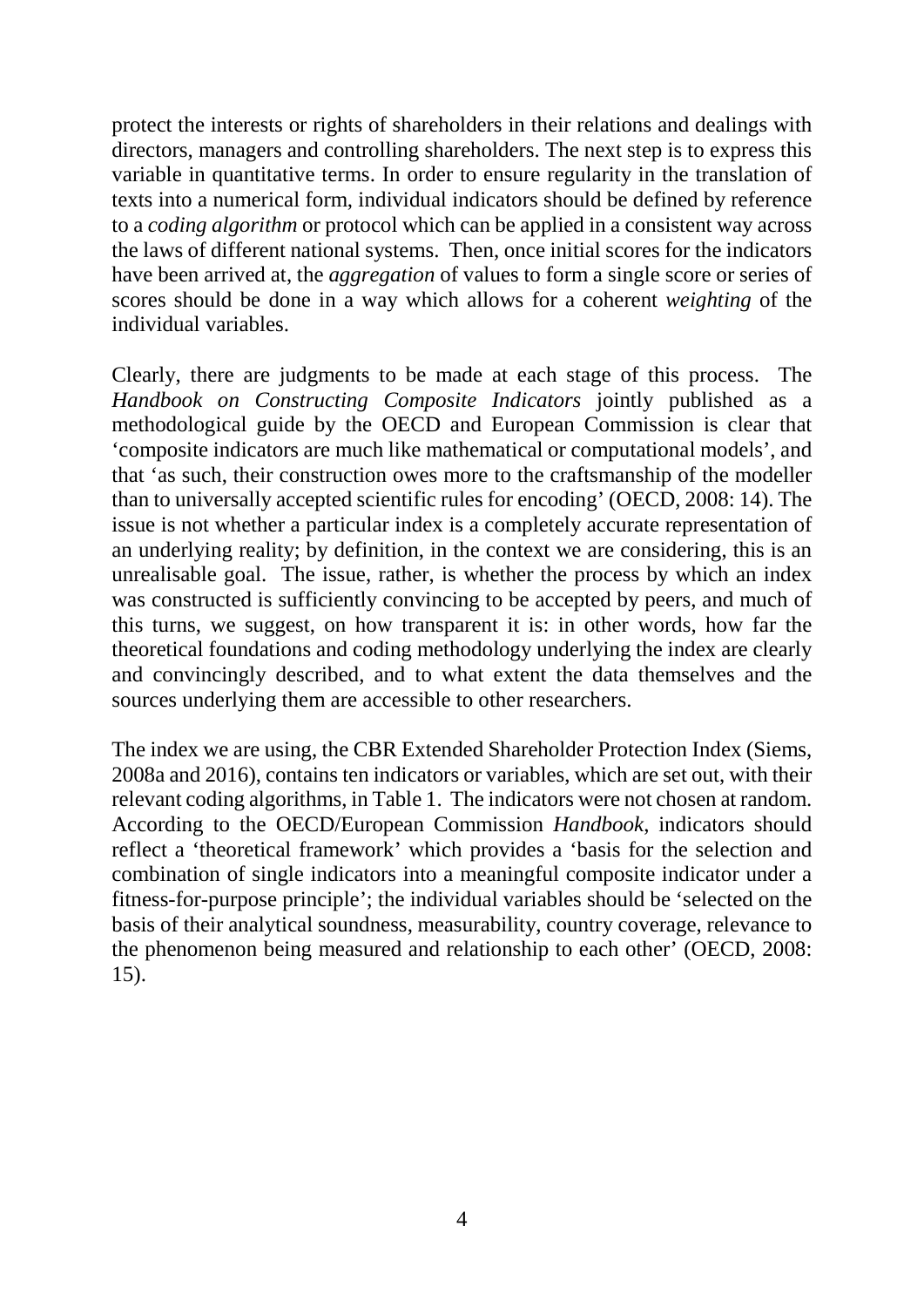protect the interests or rights of shareholders in their relations and dealings with directors, managers and controlling shareholders. The next step is to express this variable in quantitative terms. In order to ensure regularity in the translation of texts into a numerical form, individual indicators should be defined by reference to a *coding algorithm* or protocol which can be applied in a consistent way across the laws of different national systems. Then, once initial scores for the indicators have been arrived at, the *aggregation* of values to form a single score or series of scores should be done in a way which allows for a coherent *weighting* of the individual variables.

Clearly, there are judgments to be made at each stage of this process. The *Handbook on Constructing Composite Indicators* jointly published as a methodological guide by the OECD and European Commission is clear that 'composite indicators are much like mathematical or computational models', and that 'as such, their construction owes more to the craftsmanship of the modeller than to universally accepted scientific rules for encoding' (OECD, 2008: 14). The issue is not whether a particular index is a completely accurate representation of an underlying reality; by definition, in the context we are considering, this is an unrealisable goal. The issue, rather, is whether the process by which an index was constructed is sufficiently convincing to be accepted by peers, and much of this turns, we suggest, on how transparent it is: in other words, how far the theoretical foundations and coding methodology underlying the index are clearly and convincingly described, and to what extent the data themselves and the sources underlying them are accessible to other researchers.

The index we are using, the CBR Extended Shareholder Protection Index (Siems, 2008a and 2016), contains ten indicators or variables, which are set out, with their relevant coding algorithms, in Table 1. The indicators were not chosen at random. According to the OECD/European Commission *Handbook*, indicators should reflect a 'theoretical framework' which provides a 'basis for the selection and combination of single indicators into a meaningful composite indicator under a fitness-for-purpose principle'; the individual variables should be 'selected on the basis of their analytical soundness, measurability, country coverage, relevance to the phenomenon being measured and relationship to each other' (OECD, 2008: 15).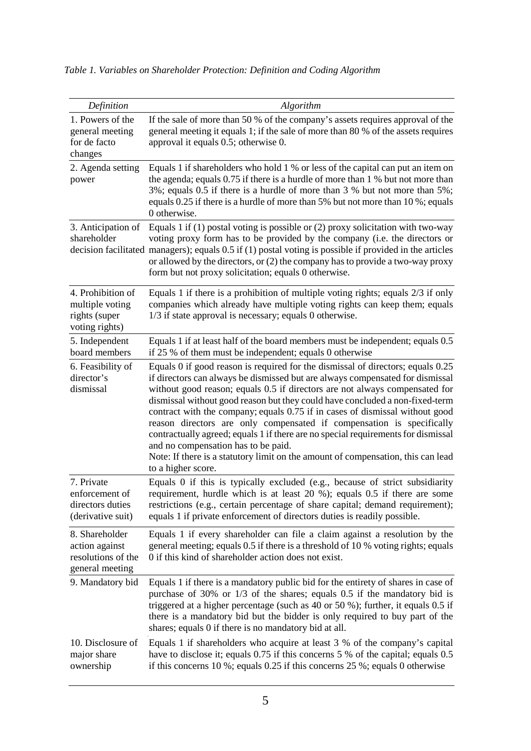*Table 1. Variables on Shareholder Protection: Definition and Coding Algorithm*

| *Definition* | *Algorithm* |
|---|---|
| 1. Powers of the general meeting for de facto changes | If the sale of more than 50 % of the company's assets requires approval of the general meeting it equals 1; if the sale of more than 80 % of the assets requires approval it equals 0.5; otherwise 0. |
| 2. Agenda setting power | Equals 1 if shareholders who hold 1 % or less of the capital can put an item on the agenda; equals 0.75 if there is a hurdle of more than 1 % but not more than 3%; equals 0.5 if there is a hurdle of more than 3 % but not more than 5%; equals 0.25 if there is a hurdle of more than 5% but not more than 10 %; equals 0 otherwise. |
| 3. Anticipation of shareholder decision facilitated | Equals 1 if (1) postal voting is possible or (2) proxy solicitation with two-way voting proxy form has to be provided by the company (i.e. the directors or managers); equals 0.5 if (1) postal voting is possible if provided in the articles or allowed by the directors, or (2) the company has to provide a two-way proxy form but not proxy solicitation; equals 0 otherwise. |
| 4. Prohibition of multiple voting rights (super voting rights) | Equals 1 if there is a prohibition of multiple voting rights; equals 2/3 if only companies which already have multiple voting rights can keep them; equals 1/3 if state approval is necessary; equals 0 otherwise. |
| 5. Independent board members | Equals 1 if at least half of the board members must be independent; equals 0.5 if 25 % of them must be independent; equals 0 otherwise |
| 6. Feasibility of director's dismissal | Equals 0 if good reason is required for the dismissal of directors; equals 0.25 if directors can always be dismissed but are always compensated for dismissal without good reason; equals 0.5 if directors are not always compensated for dismissal without good reason but they could have concluded a non-fixed-term contract with the company; equals 0.75 if in cases of dismissal without good reason directors are only compensated if compensation is specifically contractually agreed; equals 1 if there are no special requirements for dismissal and no compensation has to be paid.<br>Note: If there is a statutory limit on the amount of compensation, this can lead to a higher score. |
| 7. Private enforcement of directors duties (derivative suit) | Equals 0 if this is typically excluded (e.g., because of strict subsidiarity requirement, hurdle which is at least 20 %); equals 0.5 if there are some restrictions (e.g., certain percentage of share capital; demand requirement); equals 1 if private enforcement of directors duties is readily possible. |
| 8. Shareholder action against resolutions of the general meeting | Equals 1 if every shareholder can file a claim against a resolution by the general meeting; equals 0.5 if there is a threshold of 10 % voting rights; equals 0 if this kind of shareholder action does not exist. |
| 9. Mandatory bid | Equals 1 if there is a mandatory public bid for the entirety of shares in case of purchase of 30% or 1/3 of the shares; equals 0.5 if the mandatory bid is triggered at a higher percentage (such as 40 or 50 %); further, it equals 0.5 if there is a mandatory bid but the bidder is only required to buy part of the shares; equals 0 if there is no mandatory bid at all. |
| 10. Disclosure of major share ownership | Equals 1 if shareholders who acquire at least 3 % of the company's capital have to disclose it; equals 0.75 if this concerns 5 % of the capital; equals 0.5 if this concerns 10 %; equals 0.25 if this concerns 25 %; equals 0 otherwise |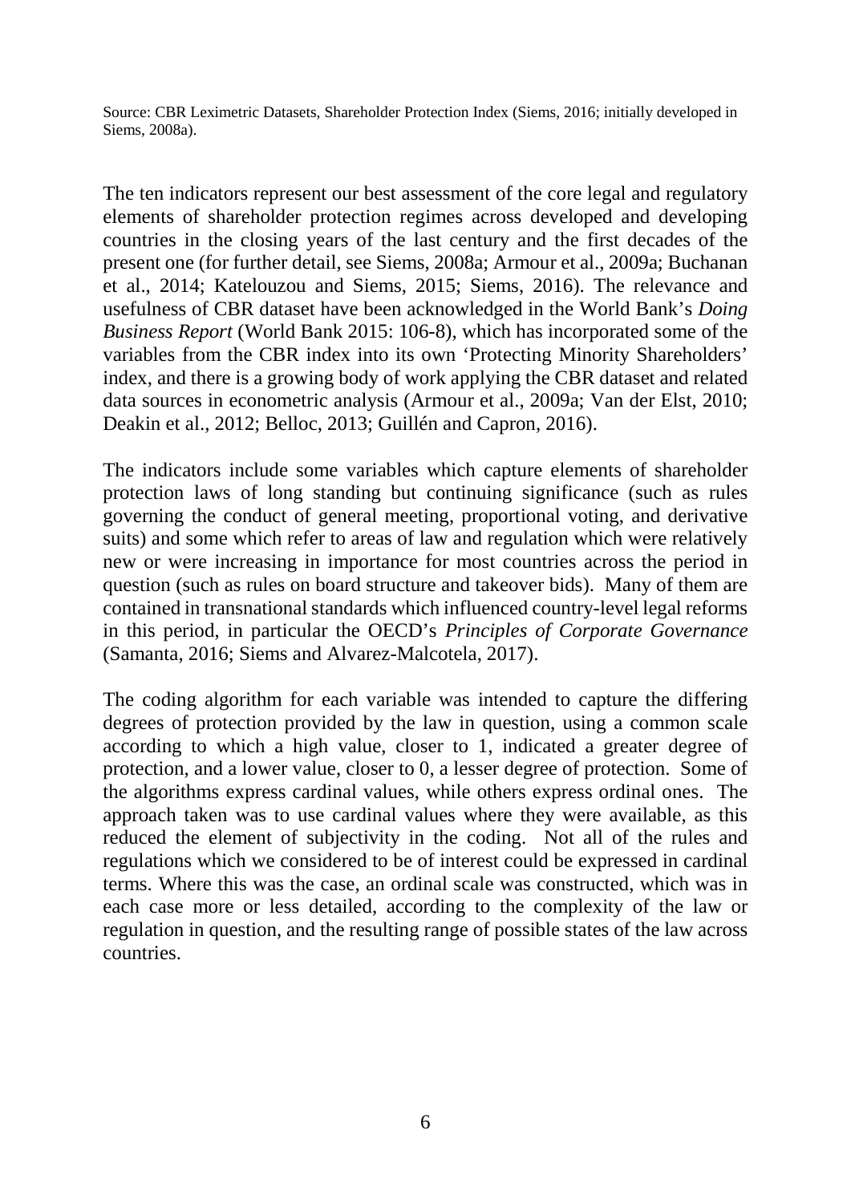Source: CBR Leximetric Datasets, Shareholder Protection Index (Siems, 2016; initially developed in Siems, 2008a).

The ten indicators represent our best assessment of the core legal and regulatory elements of shareholder protection regimes across developed and developing countries in the closing years of the last century and the first decades of the present one (for further detail, see Siems, 2008a; Armour et al., 2009a; Buchanan et al., 2014; Katelouzou and Siems, 2015; Siems, 2016). The relevance and usefulness of CBR dataset have been acknowledged in the World Bank's *Doing Business Report* (World Bank 2015: 106-8), which has incorporated some of the variables from the CBR index into its own 'Protecting Minority Shareholders' index, and there is a growing body of work applying the CBR dataset and related data sources in econometric analysis (Armour et al., 2009a; Van der Elst, 2010; Deakin et al., 2012; Belloc, 2013; Guillén and Capron, 2016).

The indicators include some variables which capture elements of shareholder protection laws of long standing but continuing significance (such as rules governing the conduct of general meeting, proportional voting, and derivative suits) and some which refer to areas of law and regulation which were relatively new or were increasing in importance for most countries across the period in question (such as rules on board structure and takeover bids). Many of them are contained in transnational standards which influenced country-level legal reforms in this period, in particular the OECD's *Principles of Corporate Governance* (Samanta, 2016; Siems and Alvarez-Malcotela, 2017).

The coding algorithm for each variable was intended to capture the differing degrees of protection provided by the law in question, using a common scale according to which a high value, closer to 1, indicated a greater degree of protection, and a lower value, closer to 0, a lesser degree of protection. Some of the algorithms express cardinal values, while others express ordinal ones. The approach taken was to use cardinal values where they were available, as this reduced the element of subjectivity in the coding. Not all of the rules and regulations which we considered to be of interest could be expressed in cardinal terms. Where this was the case, an ordinal scale was constructed, which was in each case more or less detailed, according to the complexity of the law or regulation in question, and the resulting range of possible states of the law across countries.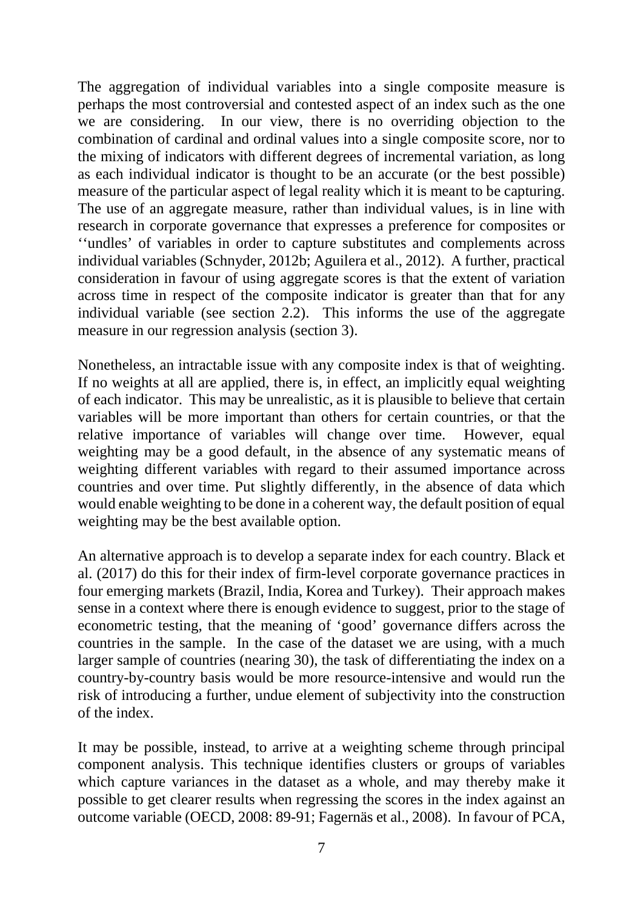The aggregation of individual variables into a single composite measure is perhaps the most controversial and contested aspect of an index such as the one we are considering. In our view, there is no overriding objection to the combination of cardinal and ordinal values into a single composite score, nor to the mixing of indicators with different degrees of incremental variation, as long as each individual indicator is thought to be an accurate (or the best possible) measure of the particular aspect of legal reality which it is meant to be capturing. The use of an aggregate measure, rather than individual values, is in line with research in corporate governance that expresses a preference for composites or ''undles' of variables in order to capture substitutes and complements across individual variables (Schnyder, 2012b; Aguilera et al., 2012). A further, practical consideration in favour of using aggregate scores is that the extent of variation across time in respect of the composite indicator is greater than that for any individual variable (see section 2.2). This informs the use of the aggregate measure in our regression analysis (section 3).

Nonetheless, an intractable issue with any composite index is that of weighting. If no weights at all are applied, there is, in effect, an implicitly equal weighting of each indicator. This may be unrealistic, as it is plausible to believe that certain variables will be more important than others for certain countries, or that the relative importance of variables will change over time. However, equal weighting may be a good default, in the absence of any systematic means of weighting different variables with regard to their assumed importance across countries and over time. Put slightly differently, in the absence of data which would enable weighting to be done in a coherent way, the default position of equal weighting may be the best available option.

An alternative approach is to develop a separate index for each country. Black et al. (2017) do this for their index of firm-level corporate governance practices in four emerging markets (Brazil, India, Korea and Turkey). Their approach makes sense in a context where there is enough evidence to suggest, prior to the stage of econometric testing, that the meaning of 'good' governance differs across the countries in the sample. In the case of the dataset we are using, with a much larger sample of countries (nearing 30), the task of differentiating the index on a country-by-country basis would be more resource-intensive and would run the risk of introducing a further, undue element of subjectivity into the construction of the index.

It may be possible, instead, to arrive at a weighting scheme through principal component analysis. This technique identifies clusters or groups of variables which capture variances in the dataset as a whole, and may thereby make it possible to get clearer results when regressing the scores in the index against an outcome variable (OECD, 2008: 89-91; Fagernäs et al., 2008). In favour of PCA,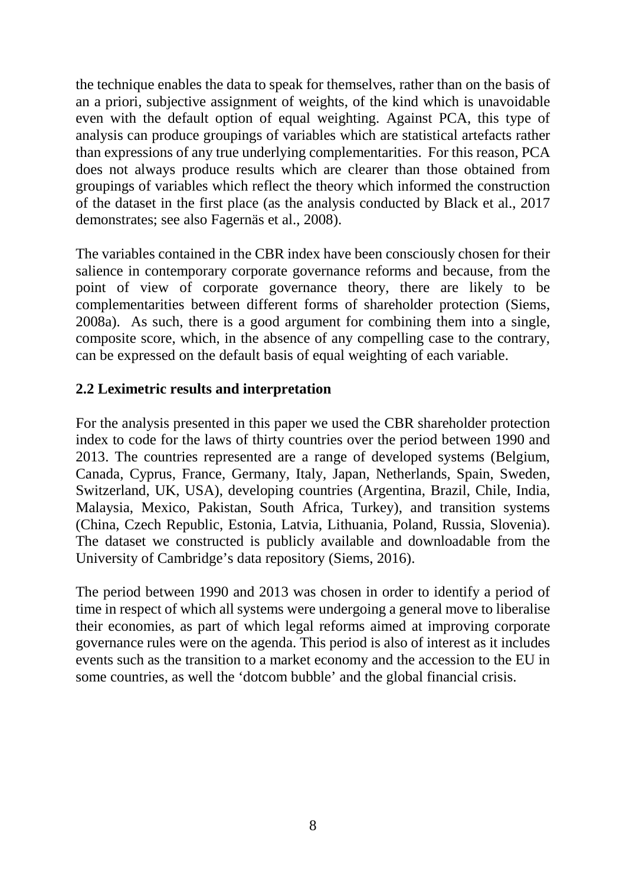the technique enables the data to speak for themselves, rather than on the basis of an a priori, subjective assignment of weights, of the kind which is unavoidable even with the default option of equal weighting. Against PCA, this type of analysis can produce groupings of variables which are statistical artefacts rather than expressions of any true underlying complementarities. For this reason, PCA does not always produce results which are clearer than those obtained from groupings of variables which reflect the theory which informed the construction of the dataset in the first place (as the analysis conducted by Black et al., 2017 demonstrates; see also Fagernäs et al., 2008).

The variables contained in the CBR index have been consciously chosen for their salience in contemporary corporate governance reforms and because, from the point of view of corporate governance theory, there are likely to be complementarities between different forms of shareholder protection (Siems, 2008a). As such, there is a good argument for combining them into a single, composite score, which, in the absence of any compelling case to the contrary, can be expressed on the default basis of equal weighting of each variable.

### 2.2 Leximetric results and interpretation

For the analysis presented in this paper we used the CBR shareholder protection index to code for the laws of thirty countries over the period between 1990 and 2013. The countries represented are a range of developed systems (Belgium, Canada, Cyprus, France, Germany, Italy, Japan, Netherlands, Spain, Sweden, Switzerland, UK, USA), developing countries (Argentina, Brazil, Chile, India, Malaysia, Mexico, Pakistan, South Africa, Turkey), and transition systems (China, Czech Republic, Estonia, Latvia, Lithuania, Poland, Russia, Slovenia). The dataset we constructed is publicly available and downloadable from the University of Cambridge's data repository (Siems, 2016).

The period between 1990 and 2013 was chosen in order to identify a period of time in respect of which all systems were undergoing a general move to liberalise their economies, as part of which legal reforms aimed at improving corporate governance rules were on the agenda. This period is also of interest as it includes events such as the transition to a market economy and the accession to the EU in some countries, as well the 'dotcom bubble' and the global financial crisis.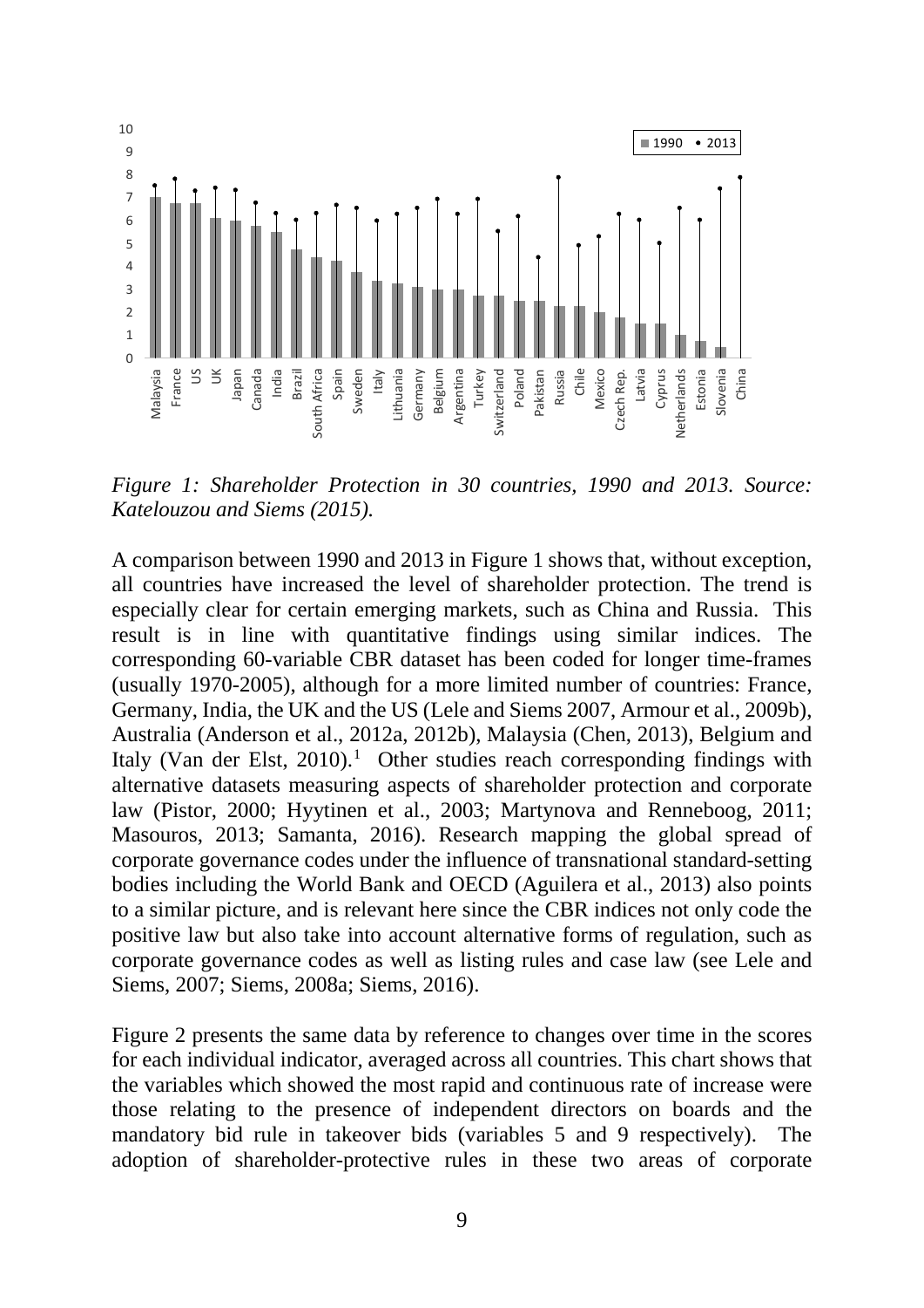*Figure 1: Shareholder Protection in 30 countries, 1990 and 2013. Source: Katelouzou and Siems (2015).*

A comparison between 1990 and 2013 in Figure 1 shows that, without exception, all countries have increased the level of shareholder protection. The trend is especially clear for certain emerging markets, such as China and Russia. This result is in line with quantitative findings using similar indices. The corresponding 60-variable CBR dataset has been coded for longer time-frames (usually 1970-2005), although for a more limited number of countries: France, Germany, India, the UK and the US (Lele and Siems 2007, Armour et al., 2009b), Australia (Anderson et al., 2012a, 2012b), Malaysia (Chen, 2013), Belgium and Italy (Van der Elst, 2010).[1] Other studies reach corresponding findings with alternative datasets measuring aspects of shareholder protection and corporate law (Pistor, 2000; Hyytinen et al., 2003; Martynova and Renneboog, 2011; Masouros, 2013; Samanta, 2016). Research mapping the global spread of corporate governance codes under the influence of transnational standard-setting bodies including the World Bank and OECD (Aguilera et al., 2013) also points to a similar picture, and is relevant here since the CBR indices not only code the positive law but also take into account alternative forms of regulation, such as corporate governance codes as well as listing rules and case law (see Lele and Siems, 2007; Siems, 2008a; Siems, 2016).

Figure 2 presents the same data by reference to changes over time in the scores for each individual indicator, averaged across all countries. This chart shows that the variables which showed the most rapid and continuous rate of increase were those relating to the presence of independent directors on boards and the mandatory bid rule in takeover bids (variables 5 and 9 respectively). The adoption of shareholder-protective rules in these two areas of corporate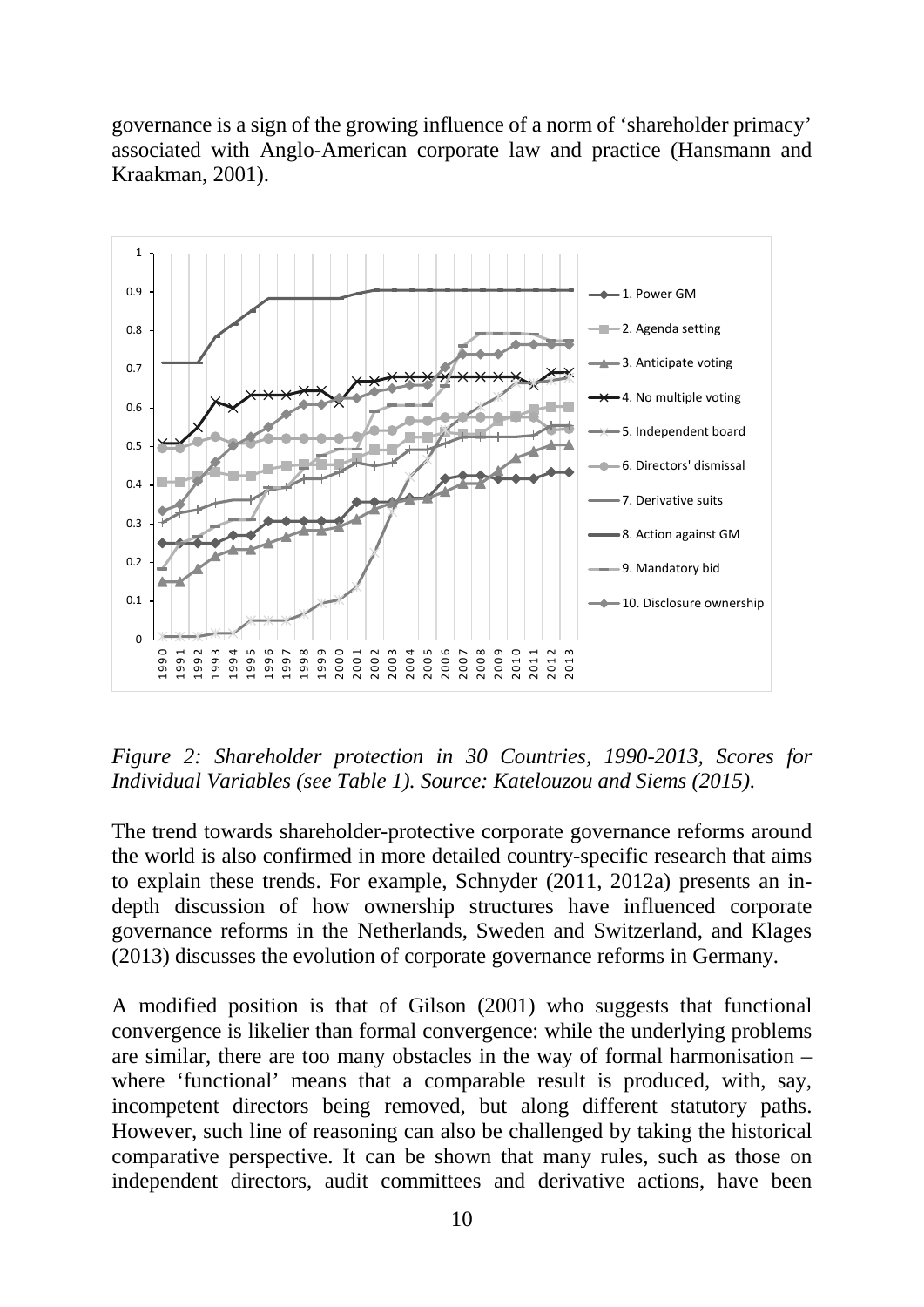governance is a sign of the growing influence of a norm of 'shareholder primacy' associated with Anglo-American corporate law and practice (Hansmann and Kraakman, 2001).

*Figure 2: Shareholder protection in 30 Countries, 1990-2013, Scores for Individual Variables (see Table 1). Source: Katelouzou and Siems (2015).*

The trend towards shareholder-protective corporate governance reforms around the world is also confirmed in more detailed country-specific research that aims to explain these trends. For example, Schnyder (2011, 2012a) presents an in-depth discussion of how ownership structures have influenced corporate governance reforms in the Netherlands, Sweden and Switzerland, and Klages (2013) discusses the evolution of corporate governance reforms in Germany.

A modified position is that of Gilson (2001) who suggests that functional convergence is likelier than formal convergence: while the underlying problems are similar, there are too many obstacles in the way of formal harmonisation – where 'functional' means that a comparable result is produced, with, say, incompetent directors being removed, but along different statutory paths. However, such line of reasoning can also be challenged by taking the historical comparative perspective. It can be shown that many rules, such as those on independent directors, audit committees and derivative actions, have been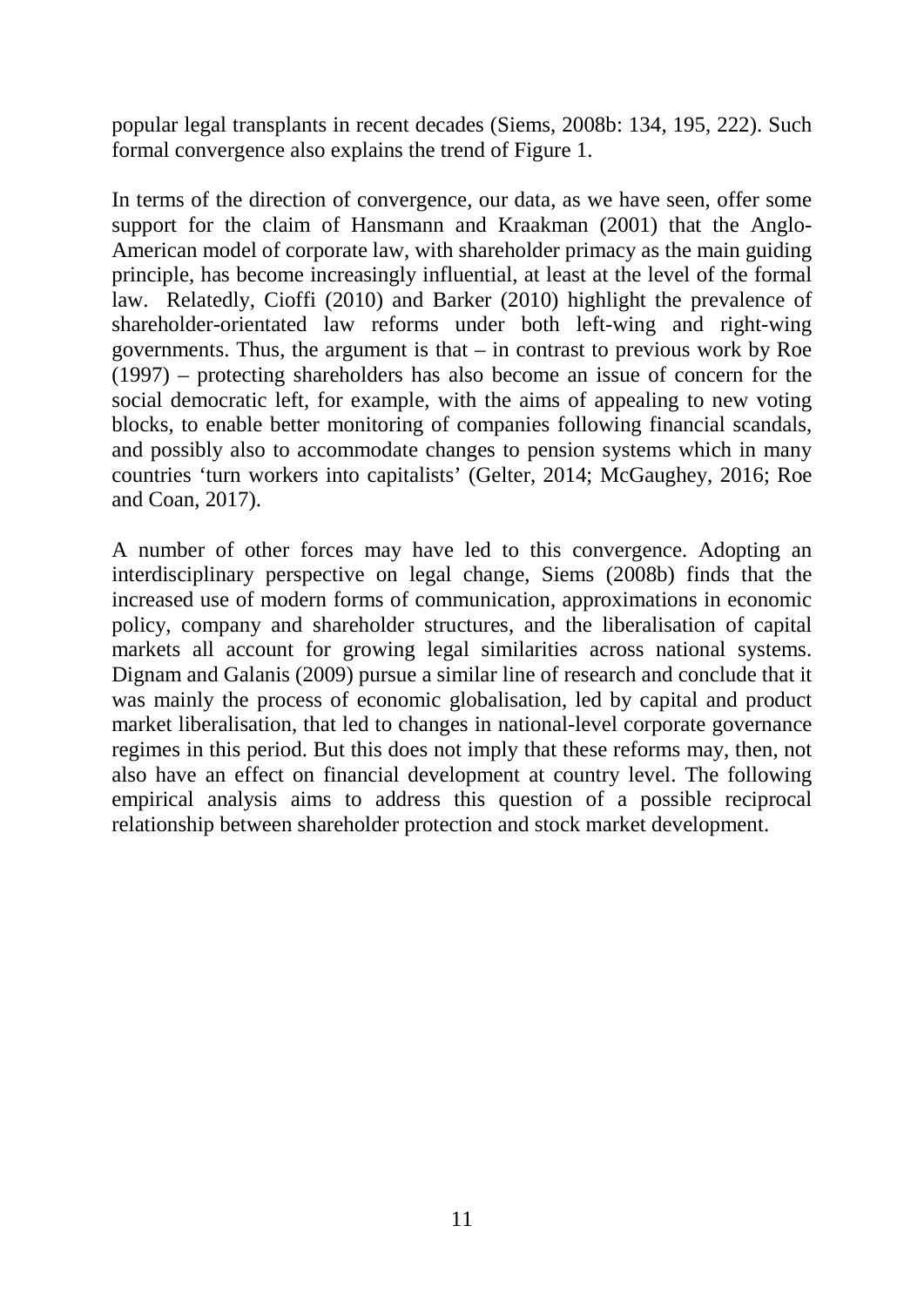popular legal transplants in recent decades (Siems, 2008b: 134, 195, 222). Such formal convergence also explains the trend of Figure 1.

In terms of the direction of convergence, our data, as we have seen, offer some support for the claim of Hansmann and Kraakman (2001) that the Anglo-American model of corporate law, with shareholder primacy as the main guiding principle, has become increasingly influential, at least at the level of the formal law. Relatedly, Cioffi (2010) and Barker (2010) highlight the prevalence of shareholder-orientated law reforms under both left-wing and right-wing governments. Thus, the argument is that – in contrast to previous work by Roe (1997) – protecting shareholders has also become an issue of concern for the social democratic left, for example, with the aims of appealing to new voting blocks, to enable better monitoring of companies following financial scandals, and possibly also to accommodate changes to pension systems which in many countries 'turn workers into capitalists' (Gelter, 2014; McGaughey, 2016; Roe and Coan, 2017).

A number of other forces may have led to this convergence. Adopting an interdisciplinary perspective on legal change, Siems (2008b) finds that the increased use of modern forms of communication, approximations in economic policy, company and shareholder structures, and the liberalisation of capital markets all account for growing legal similarities across national systems. Dignam and Galanis (2009) pursue a similar line of research and conclude that it was mainly the process of economic globalisation, led by capital and product market liberalisation, that led to changes in national-level corporate governance regimes in this period. But this does not imply that these reforms may, then, not also have an effect on financial development at country level. The following empirical analysis aims to address this question of a possible reciprocal relationship between shareholder protection and stock market development.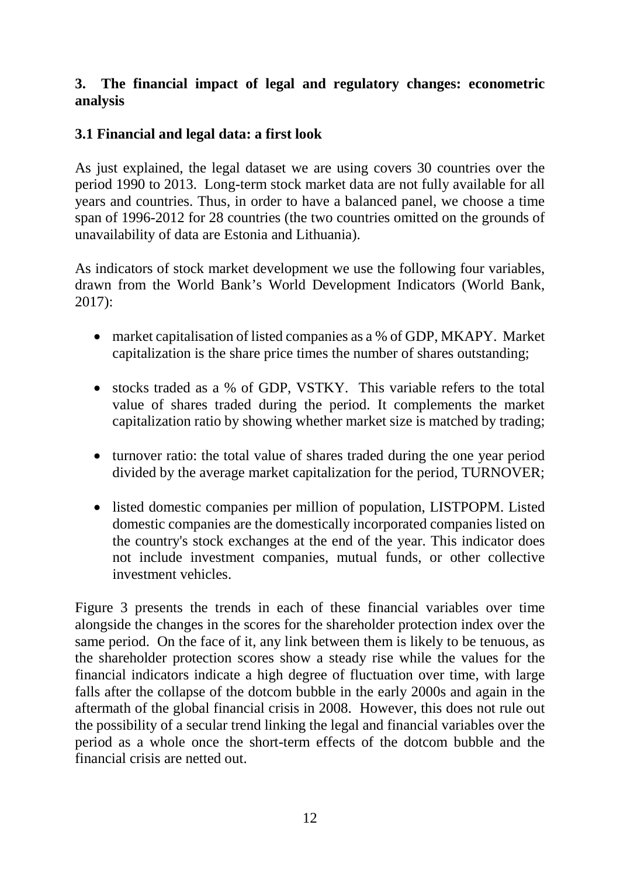## 3. The financial impact of legal and regulatory changes: econometric analysis

### 3.1 Financial and legal data: a first look

As just explained, the legal dataset we are using covers 30 countries over the period 1990 to 2013. Long-term stock market data are not fully available for all years and countries. Thus, in order to have a balanced panel, we choose a time span of 1996-2012 for 28 countries (the two countries omitted on the grounds of unavailability of data are Estonia and Lithuania).

As indicators of stock market development we use the following four variables, drawn from the World Bank's World Development Indicators (World Bank, 2017):

- market capitalisation of listed companies as a % of GDP, MKAPY. Market capitalization is the share price times the number of shares outstanding;
- stocks traded as a % of GDP, VSTKY. This variable refers to the total value of shares traded during the period. It complements the market capitalization ratio by showing whether market size is matched by trading;
- turnover ratio: the total value of shares traded during the one year period divided by the average market capitalization for the period, TURNOVER;
- listed domestic companies per million of population, LISTPOPM. Listed domestic companies are the domestically incorporated companies listed on the country's stock exchanges at the end of the year. This indicator does not include investment companies, mutual funds, or other collective investment vehicles.

Figure 3 presents the trends in each of these financial variables over time alongside the changes in the scores for the shareholder protection index over the same period. On the face of it, any link between them is likely to be tenuous, as the shareholder protection scores show a steady rise while the values for the financial indicators indicate a high degree of fluctuation over time, with large falls after the collapse of the dotcom bubble in the early 2000s and again in the aftermath of the global financial crisis in 2008. However, this does not rule out the possibility of a secular trend linking the legal and financial variables over the period as a whole once the short-term effects of the dotcom bubble and the financial crisis are netted out.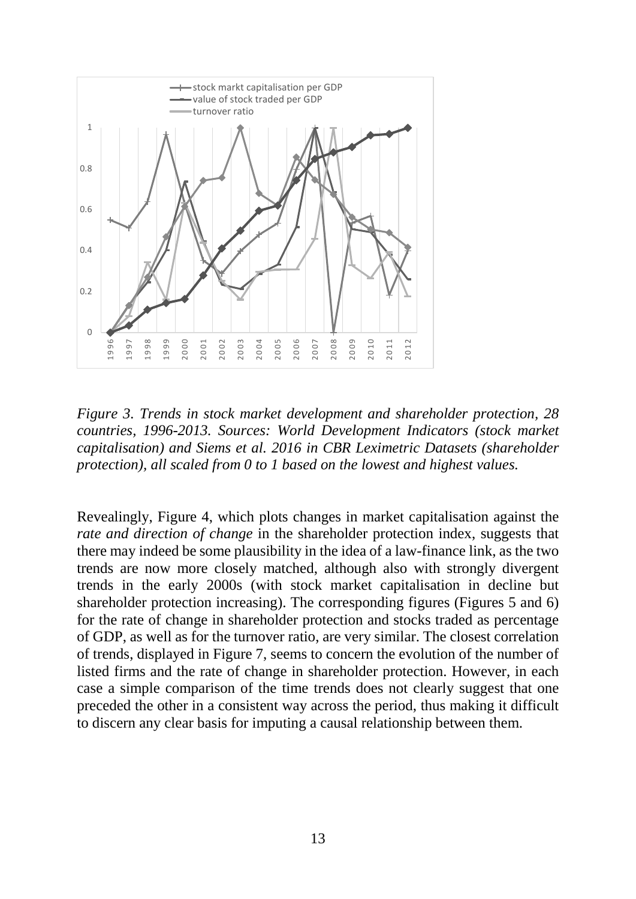*Figure 3. Trends in stock market development and shareholder protection, 28 countries, 1996-2013. Sources: World Development Indicators (stock market capitalisation) and Siems et al. 2016 in CBR Leximetric Datasets (shareholder protection), all scaled from 0 to 1 based on the lowest and highest values.*

Revealingly, Figure 4, which plots changes in market capitalisation against the *rate and direction of change* in the shareholder protection index, suggests that there may indeed be some plausibility in the idea of a law-finance link, as the two trends are now more closely matched, although also with strongly divergent trends in the early 2000s (with stock market capitalisation in decline but shareholder protection increasing). The corresponding figures (Figures 5 and 6) for the rate of change in shareholder protection and stocks traded as percentage of GDP, as well as for the turnover ratio, are very similar. The closest correlation of trends, displayed in Figure 7, seems to concern the evolution of the number of listed firms and the rate of change in shareholder protection. However, in each case a simple comparison of the time trends does not clearly suggest that one preceded the other in a consistent way across the period, thus making it difficult to discern any clear basis for imputing a causal relationship between them.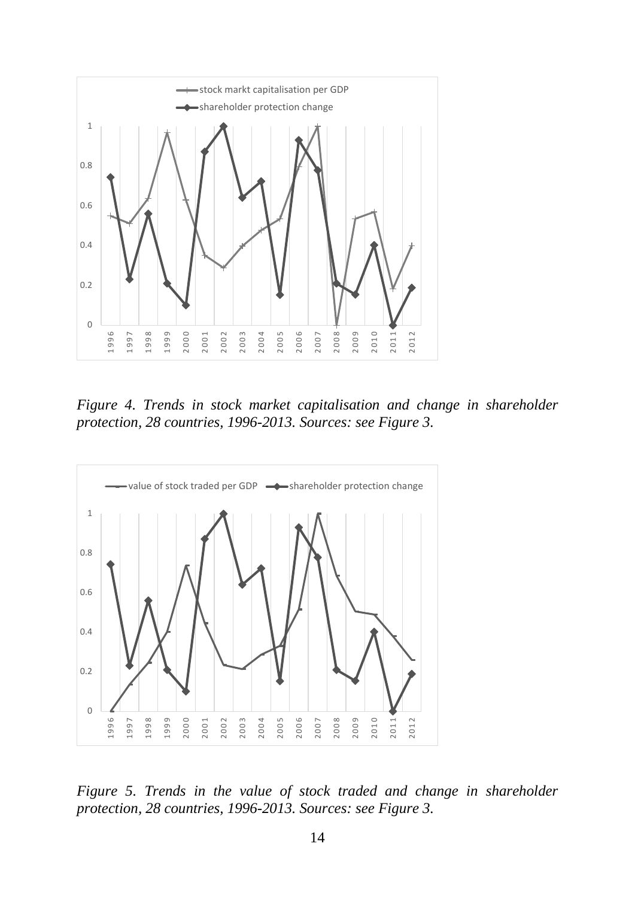*Figure 4. Trends in stock market capitalisation and change in shareholder protection, 28 countries, 1996-2013. Sources: see Figure 3.*

*Figure 5. Trends in the value of stock traded and change in shareholder protection, 28 countries, 1996-2013. Sources: see Figure 3.*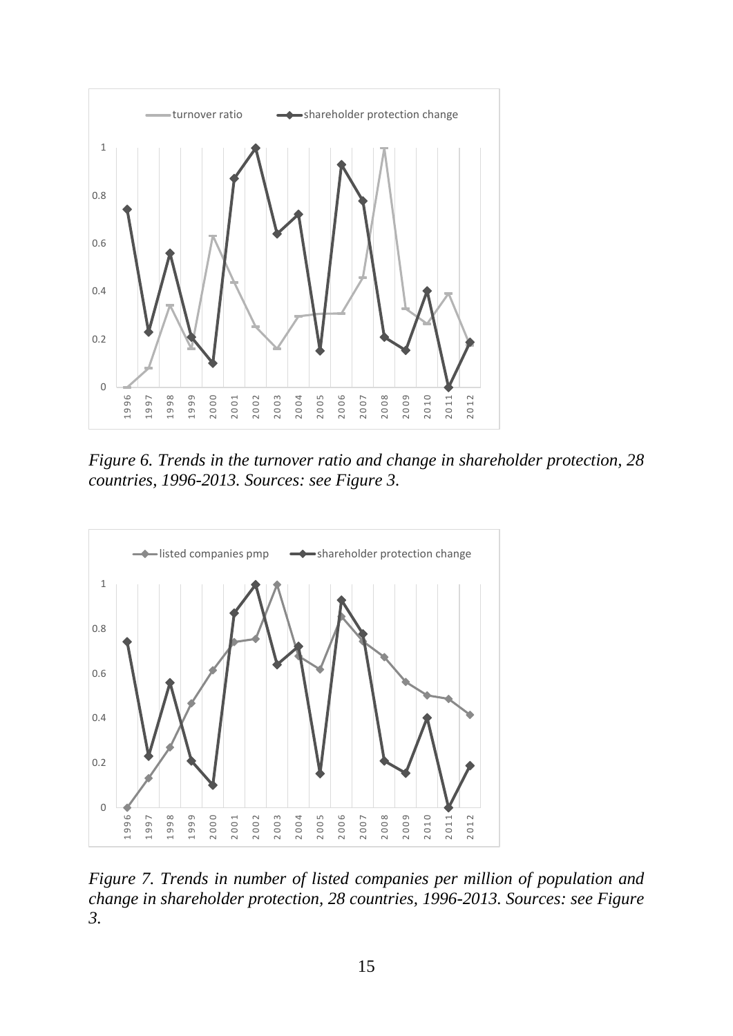*Figure 6. Trends in the turnover ratio and change in shareholder protection, 28 countries, 1996-2013. Sources: see Figure 3.*

*Figure 7. Trends in number of listed companies per million of population and change in shareholder protection, 28 countries, 1996-2013. Sources: see Figure 3.*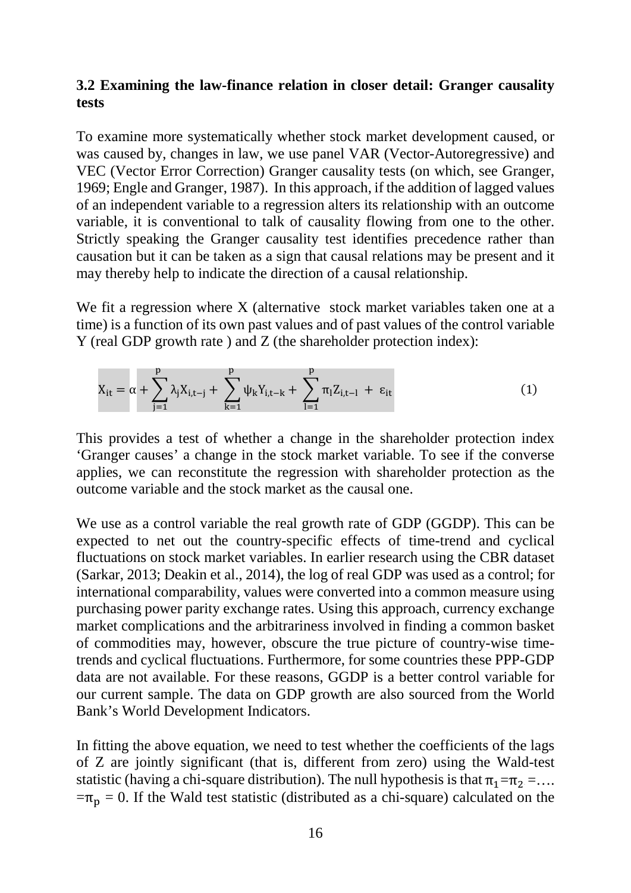### 3.2 Examining the law-finance relation in closer detail: Granger causality tests

To examine more systematically whether stock market development caused, or was caused by, changes in law, we use panel VAR (Vector-Autoregressive) and VEC (Vector Error Correction) Granger causality tests (on which, see Granger, 1969; Engle and Granger, 1987). In this approach, if the addition of lagged values of an independent variable to a regression alters its relationship with an outcome variable, it is conventional to talk of causality flowing from one to the other. Strictly speaking the Granger causality test identifies precedence rather than causation but it can be taken as a sign that causal relations may be present and it may thereby help to indicate the direction of a causal relationship.

We fit a regression where X (alternative stock market variables taken one at a time) is a function of its own past values and of past values of the control variable Y (real GDP growth rate ) and Z (the shareholder protection index):

$$X_{it} = \alpha + \sum_{j=1}^{p} \lambda_j X_{i,t-j} + \sum_{k=1}^{p} \psi_k Y_{i,t-k} + \sum_{l=1}^{p} \pi_l Z_{i,t-l} + \varepsilon_{it} \tag{1}$$

This provides a test of whether a change in the shareholder protection index 'Granger causes' a change in the stock market variable. To see if the converse applies, we can reconstitute the regression with shareholder protection as the outcome variable and the stock market as the causal one.

We use as a control variable the real growth rate of GDP (GGDP). This can be expected to net out the country-specific effects of time-trend and cyclical fluctuations on stock market variables. In earlier research using the CBR dataset (Sarkar, 2013; Deakin et al., 2014), the log of real GDP was used as a control; for international comparability, values were converted into a common measure using purchasing power parity exchange rates. Using this approach, currency exchange market complications and the arbitrariness involved in finding a common basket of commodities may, however, obscure the true picture of country-wise time-trends and cyclical fluctuations. Furthermore, for some countries these PPP-GDP data are not available. For these reasons, GGDP is a better control variable for our current sample. The data on GDP growth are also sourced from the World Bank's World Development Indicators.

In fitting the above equation, we need to test whether the coefficients of the lags of Z are jointly significant (that is, different from zero) using the Wald-test statistic (having a chi-square distribution). The null hypothesis is that $\pi_1 = \pi_2 = \ldots = \pi_p = 0$. If the Wald test statistic (distributed as a chi-square) calculated on the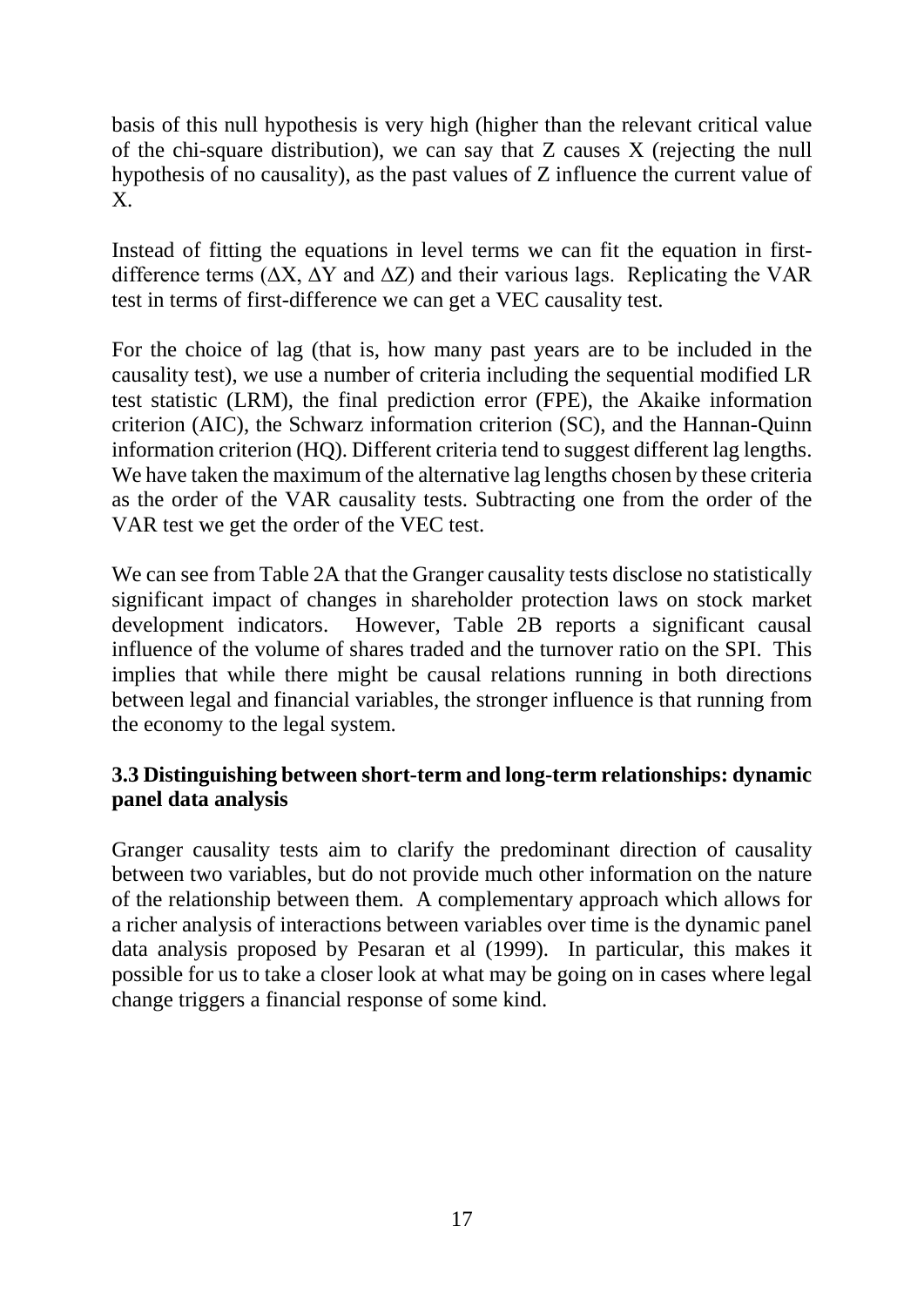basis of this null hypothesis is very high (higher than the relevant critical value of the chi-square distribution), we can say that Z causes X (rejecting the null hypothesis of no causality), as the past values of Z influence the current value of X.

Instead of fitting the equations in level terms we can fit the equation in first-difference terms ($\Delta X$, $\Delta Y$ and $\Delta Z$) and their various lags. Replicating the VAR test in terms of first-difference we can get a VEC causality test.

For the choice of lag (that is, how many past years are to be included in the causality test), we use a number of criteria including the sequential modified LR test statistic (LRM), the final prediction error (FPE), the Akaike information criterion (AIC), the Schwarz information criterion (SC), and the Hannan-Quinn information criterion (HQ). Different criteria tend to suggest different lag lengths. We have taken the maximum of the alternative lag lengths chosen by these criteria as the order of the VAR causality tests. Subtracting one from the order of the VAR test we get the order of the VEC test.

We can see from Table 2A that the Granger causality tests disclose no statistically significant impact of changes in shareholder protection laws on stock market development indicators. However, Table 2B reports a significant causal influence of the volume of shares traded and the turnover ratio on the SPI. This implies that while there might be causal relations running in both directions between legal and financial variables, the stronger influence is that running from the economy to the legal system.

### 3.3 Distinguishing between short-term and long-term relationships: dynamic panel data analysis

Granger causality tests aim to clarify the predominant direction of causality between two variables, but do not provide much other information on the nature of the relationship between them. A complementary approach which allows for a richer analysis of interactions between variables over time is the dynamic panel data analysis proposed by Pesaran et al (1999). In particular, this makes it possible for us to take a closer look at what may be going on in cases where legal change triggers a financial response of some kind.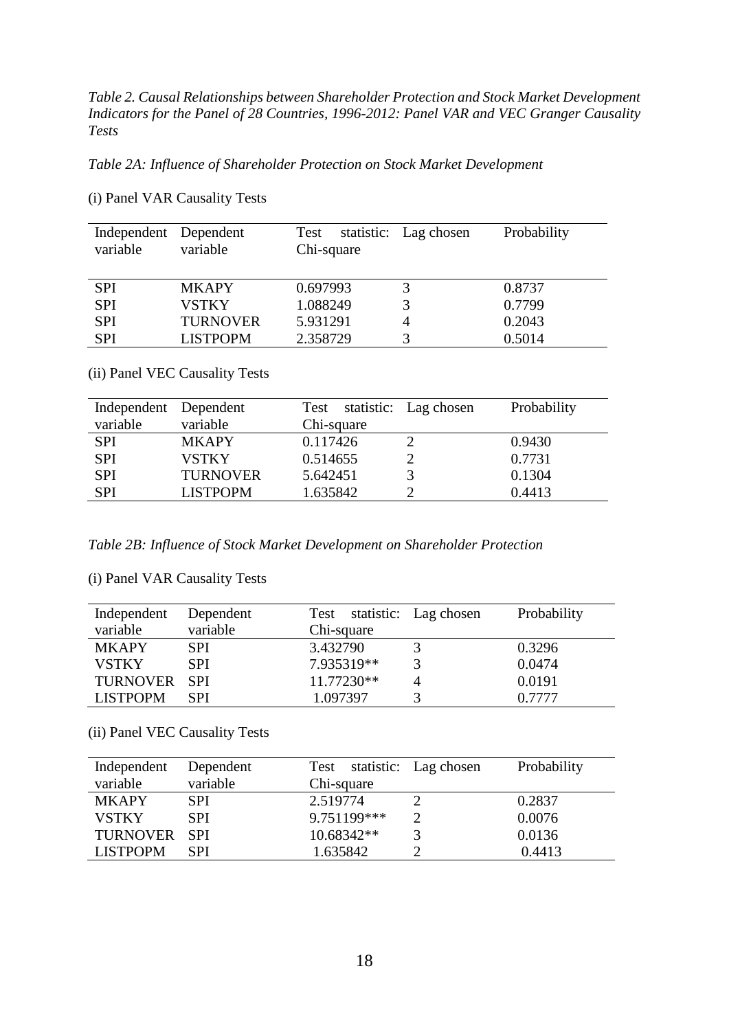*Table 2. Causal Relationships between Shareholder Protection and Stock Market Development Indicators for the Panel of 28 Countries, 1996-2012: Panel VAR and VEC Granger Causality Tests*

*Table 2A: Influence of Shareholder Protection on Stock Market Development*

(i) Panel VAR Causality Tests

| Independent variable | Dependent variable | Test statistic: Chi-square | Lag chosen | Probability |
|---|---|---|---|---|
| SPI | MKAPY | 0.697993 | 3 | 0.8737 |
| SPI | VSTKY | 1.088249 | 3 | 0.7799 |
| SPI | TURNOVER | 5.931291 | 4 | 0.2043 |
| SPI | LISTPOPM | 2.358729 | 3 | 0.5014 |

(ii) Panel VEC Causality Tests

| Independent variable | Dependent variable | Test statistic: Chi-square | Lag chosen | Probability |
|---|---|---|---|---|
| SPI | MKAPY | 0.117426 | 2 | 0.9430 |
| SPI | VSTKY | 0.514655 | 2 | 0.7731 |
| SPI | TURNOVER | 5.642451 | 3 | 0.1304 |
| SPI | LISTPOPM | 1.635842 | 2 | 0.4413 |

*Table 2B: Influence of Stock Market Development on Shareholder Protection*

(i) Panel VAR Causality Tests

| Independent variable | Dependent variable | Test statistic: Chi-square | Lag chosen | Probability |
|---|---|---|---|---|
| MKAPY | SPI | 3.432790 | 3 | 0.3296 |
| VSTKY | SPI | 7.935319** | 3 | 0.0474 |
| TURNOVER | SPI | 11.77230** | 4 | 0.0191 |
| LISTPOPM | SPI | 1.097397 | 3 | 0.7777 |

(ii) Panel VEC Causality Tests

| Independent variable | Dependent variable | Test statistic: Chi-square | Lag chosen | Probability |
|---|---|---|---|---|
| MKAPY | SPI | 2.519774 | 2 | 0.2837 |
| VSTKY | SPI | 9.751199*** | 2 | 0.0076 |
| TURNOVER | SPI | 10.68342** | 3 | 0.0136 |
| LISTPOPM | SPI | 1.635842 | 2 | 0.4413 |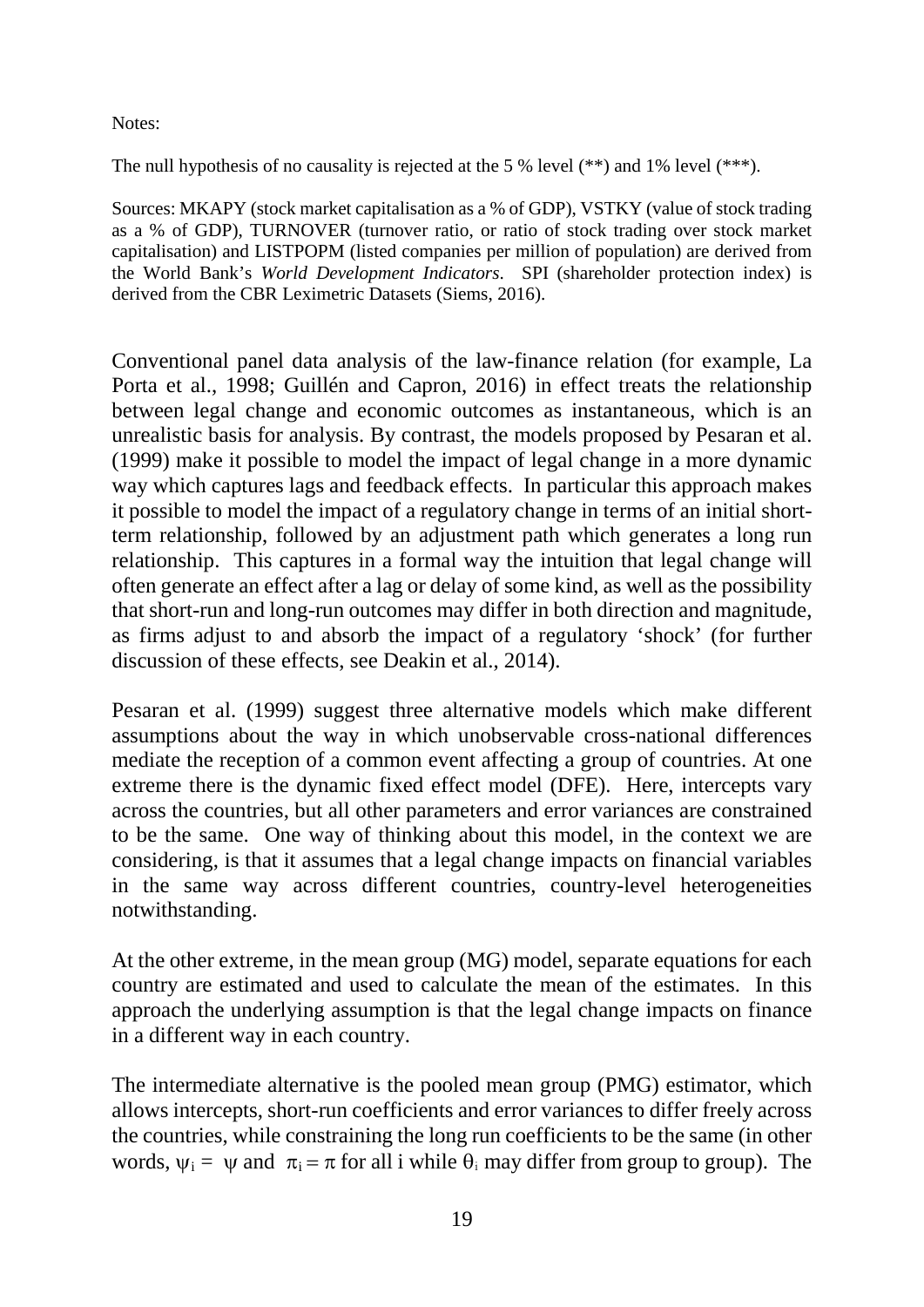Notes:

The null hypothesis of no causality is rejected at the 5 % level (**) and 1% level (***).

Sources: MKAPY (stock market capitalisation as a % of GDP), VSTKY (value of stock trading as a % of GDP), TURNOVER (turnover ratio, or ratio of stock trading over stock market capitalisation) and LISTPOPM (listed companies per million of population) are derived from the World Bank's *World Development Indicators*. SPI (shareholder protection index) is derived from the CBR Leximetric Datasets (Siems, 2016).

Conventional panel data analysis of the law-finance relation (for example, La Porta et al., 1998; Guillén and Capron, 2016) in effect treats the relationship between legal change and economic outcomes as instantaneous, which is an unrealistic basis for analysis. By contrast, the models proposed by Pesaran et al. (1999) make it possible to model the impact of legal change in a more dynamic way which captures lags and feedback effects. In particular this approach makes it possible to model the impact of a regulatory change in terms of an initial short-term relationship, followed by an adjustment path which generates a long run relationship. This captures in a formal way the intuition that legal change will often generate an effect after a lag or delay of some kind, as well as the possibility that short-run and long-run outcomes may differ in both direction and magnitude, as firms adjust to and absorb the impact of a regulatory 'shock' (for further discussion of these effects, see Deakin et al., 2014).

Pesaran et al. (1999) suggest three alternative models which make different assumptions about the way in which unobservable cross-national differences mediate the reception of a common event affecting a group of countries. At one extreme there is the dynamic fixed effect model (DFE). Here, intercepts vary across the countries, but all other parameters and error variances are constrained to be the same. One way of thinking about this model, in the context we are considering, is that it assumes that a legal change impacts on financial variables in the same way across different countries, country-level heterogeneities notwithstanding.

At the other extreme, in the mean group (MG) model, separate equations for each country are estimated and used to calculate the mean of the estimates. In this approach the underlying assumption is that the legal change impacts on finance in a different way in each country.

The intermediate alternative is the pooled mean group (PMG) estimator, which allows intercepts, short-run coefficients and error variances to differ freely across the countries, while constraining the long run coefficients to be the same (in other words, $\psi_i = \psi$ and $\pi_i = \pi$ for all i while $\theta_i$ may differ from group to group). The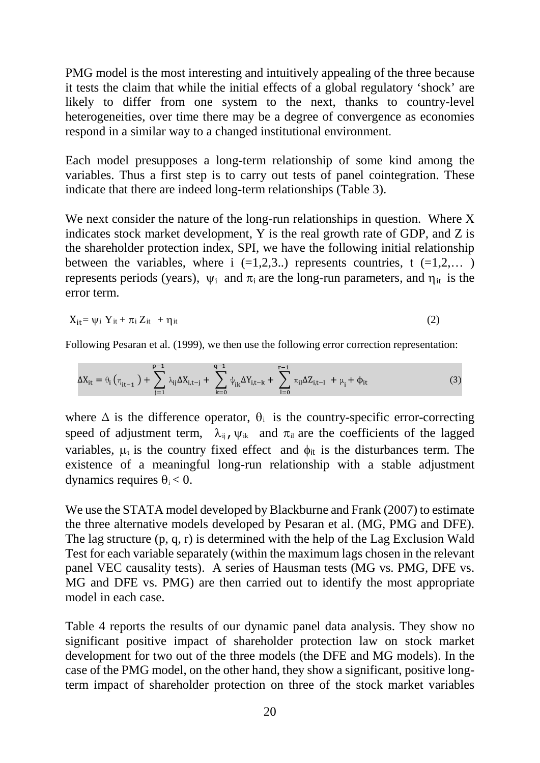PMG model is the most interesting and intuitively appealing of the three because it tests the claim that while the initial effects of a global regulatory 'shock' are likely to differ from one system to the next, thanks to country-level heterogeneities, over time there may be a degree of convergence as economies respond in a similar way to a changed institutional environment.

Each model presupposes a long-term relationship of some kind among the variables. Thus a first step is to carry out tests of panel cointegration. These indicate that there are indeed long-term relationships (Table 3).

We next consider the nature of the long-run relationships in question. Where X indicates stock market development, Y is the real growth rate of GDP, and Z is the shareholder protection index, SPI, we have the following initial relationship between the variables, where i (=1,2,3..) represents countries, t (=1,2,… ) represents periods (years), $\psi_i$ and $\pi_i$ are the long-run parameters, and $\eta_{it}$ is the error term.

$$X_{it} = \psi_i Y_{it} + \pi_i Z_{it} + \eta_{it} \tag{2}$$

Following Pesaran et al. (1999), we then use the following error correction representation:

$$\Delta X_{it} = \theta_i \left(\eta_{it-1}\right) + \sum_{j=1}^{p-1} \lambda_{ij} \Delta X_{i,t-j} + \sum_{k=0}^{q-1} \psi_{ik} \Delta Y_{i,t-k} + \sum_{l=0}^{r-1} \pi_{il} \Delta Z_{i,t-l} + \mu_i + \phi_{it} \tag{3}$$

where $\Delta$ is the difference operator, $\theta_i$ is the country-specific error-correcting speed of adjustment term, $\lambda_{ij}$, $\psi_{ik}$ and $\pi_{il}$ are the coefficients of the lagged variables, $\mu_i$ is the country fixed effect and $\phi_{it}$ is the disturbances term. The existence of a meaningful long-run relationship with a stable adjustment dynamics requires $\theta_i < 0$.

We use the STATA model developed by Blackburne and Frank (2007) to estimate the three alternative models developed by Pesaran et al. (MG, PMG and DFE). The lag structure (p, q, r) is determined with the help of the Lag Exclusion Wald Test for each variable separately (within the maximum lags chosen in the relevant panel VEC causality tests). A series of Hausman tests (MG vs. PMG, DFE vs. MG and DFE vs. PMG) are then carried out to identify the most appropriate model in each case.

Table 4 reports the results of our dynamic panel data analysis. They show no significant positive impact of shareholder protection law on stock market development for two out of the three models (the DFE and MG models). In the case of the PMG model, on the other hand, they show a significant, positive long-term impact of shareholder protection on three of the stock market variables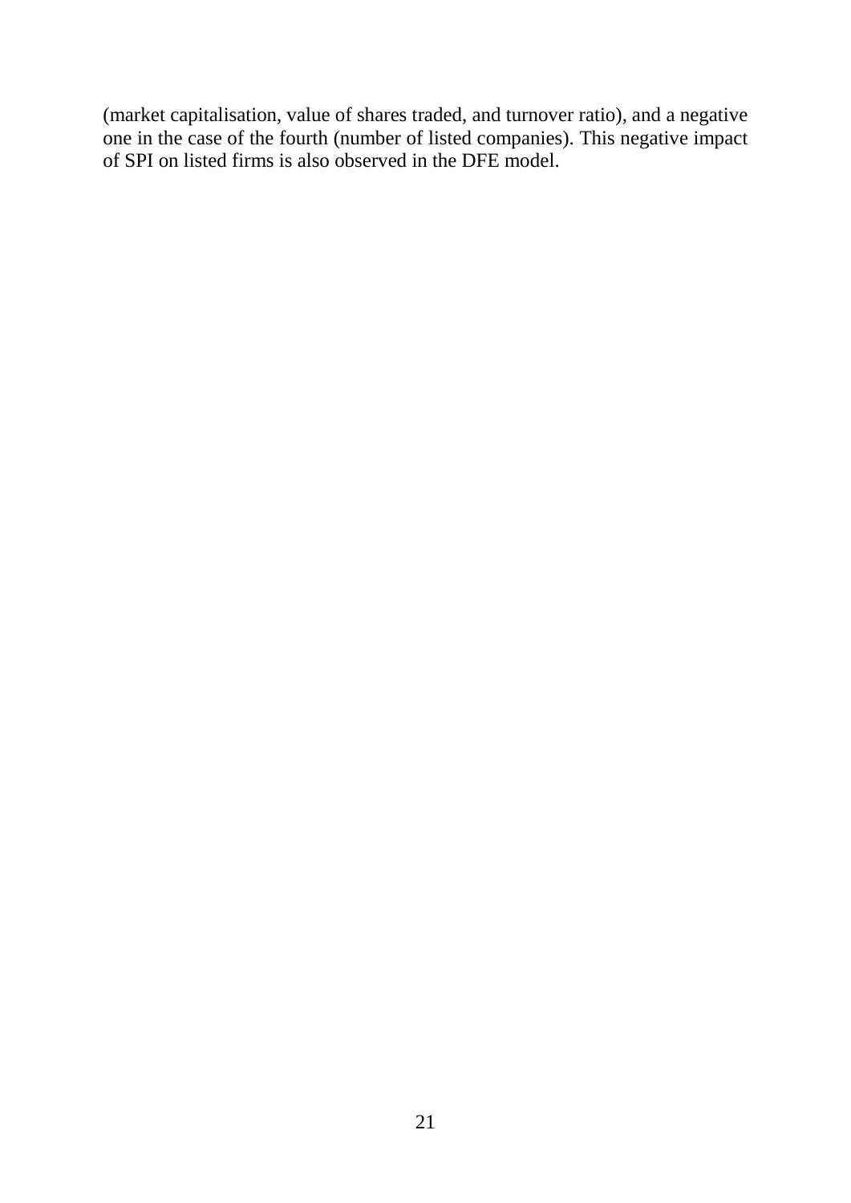(market capitalisation, value of shares traded, and turnover ratio), and a negative one in the case of the fourth (number of listed companies). This negative impact of SPI on listed firms is also observed in the DFE model.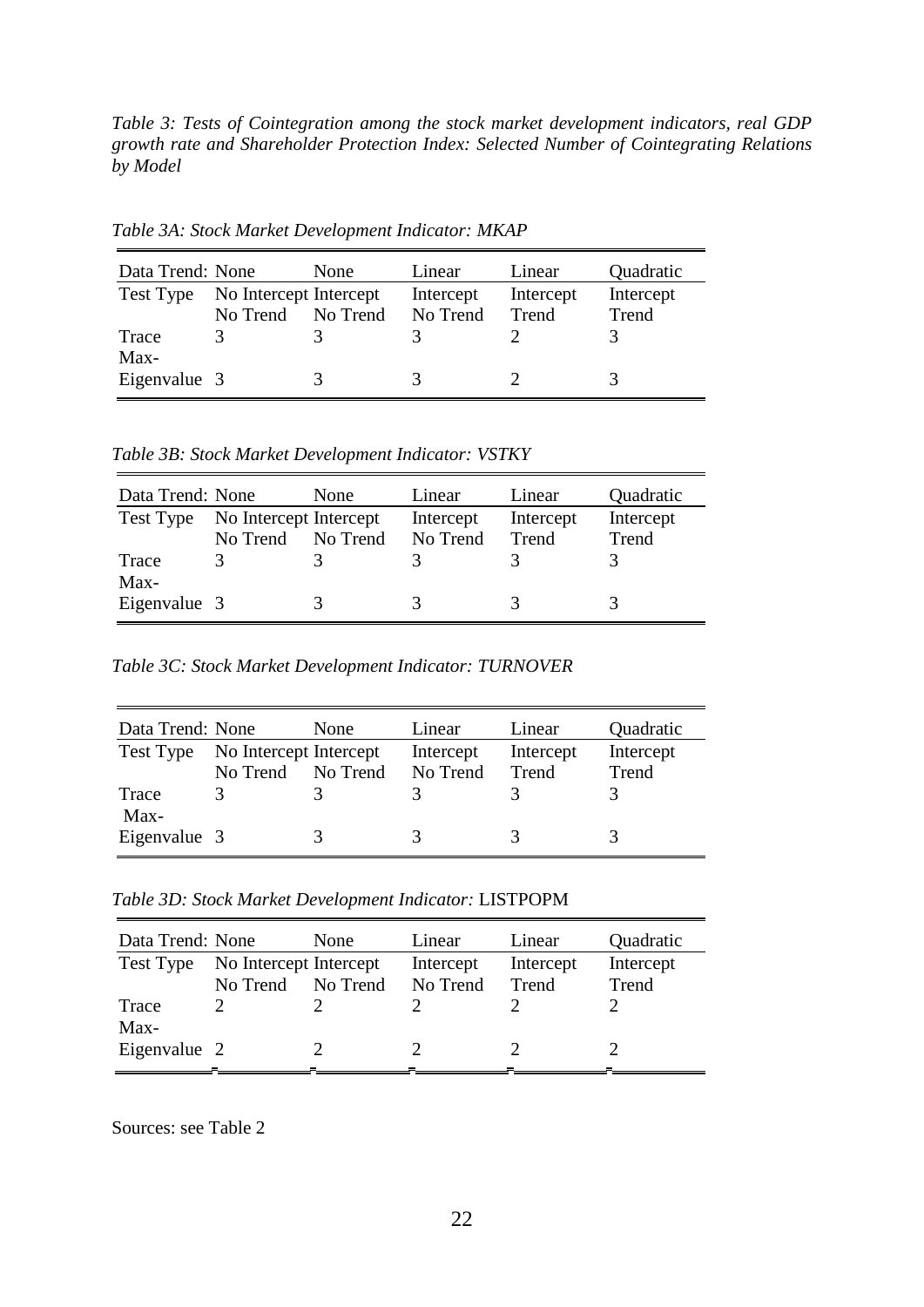*Table 3: Tests of Cointegration among the stock market development indicators, real GDP growth rate and Shareholder Protection Index: Selected Number of Cointegrating Relations by Model*

*Table 3A: Stock Market Development Indicator: MKAP*

| Data Trend: | None | None | Linear | Linear | Quadratic |
|---|---|---|---|---|---|
| Test Type | No Intercept No Trend | Intercept No Trend | Intercept No Trend | Intercept Trend | Intercept Trend |
| Trace | 3 | 3 | 3 | 2 | 3 |
| Max-Eigenvalue | 3 | 3 | 3 | 2 | 3 |

*Table 3B: Stock Market Development Indicator: VSTKY*

| Data Trend: | None | None | Linear | Linear | Quadratic |
|---|---|---|---|---|---|
| Test Type | No Intercept No Trend | Intercept No Trend | Intercept No Trend | Intercept Trend | Intercept Trend |
| Trace | 3 | 3 | 3 | 3 | 3 |
| Max-Eigenvalue | 3 | 3 | 3 | 3 | 3 |

*Table 3C: Stock Market Development Indicator: TURNOVER*

| Data Trend: | None | None | Linear | Linear | Quadratic |
|---|---|---|---|---|---|
| Test Type | No Intercept No Trend | Intercept No Trend | Intercept No Trend | Intercept Trend | Intercept Trend |
| Trace | 3 | 3 | 3 | 3 | 3 |
| Max-Eigenvalue | 3 | 3 | 3 | 3 | 3 |

*Table 3D: Stock Market Development Indicator:* LISTPOPM

| Data Trend: | None | None | Linear | Linear | Quadratic |
|---|---|---|---|---|---|
| Test Type | No Intercept No Trend | Intercept No Trend | Intercept No Trend | Intercept Trend | Intercept Trend |
| Trace | 2 | 2 | 2 | 2 | 2 |
| Max-Eigenvalue | 2 | 2 | 2 | 2 | 2 |

Sources: see Table 2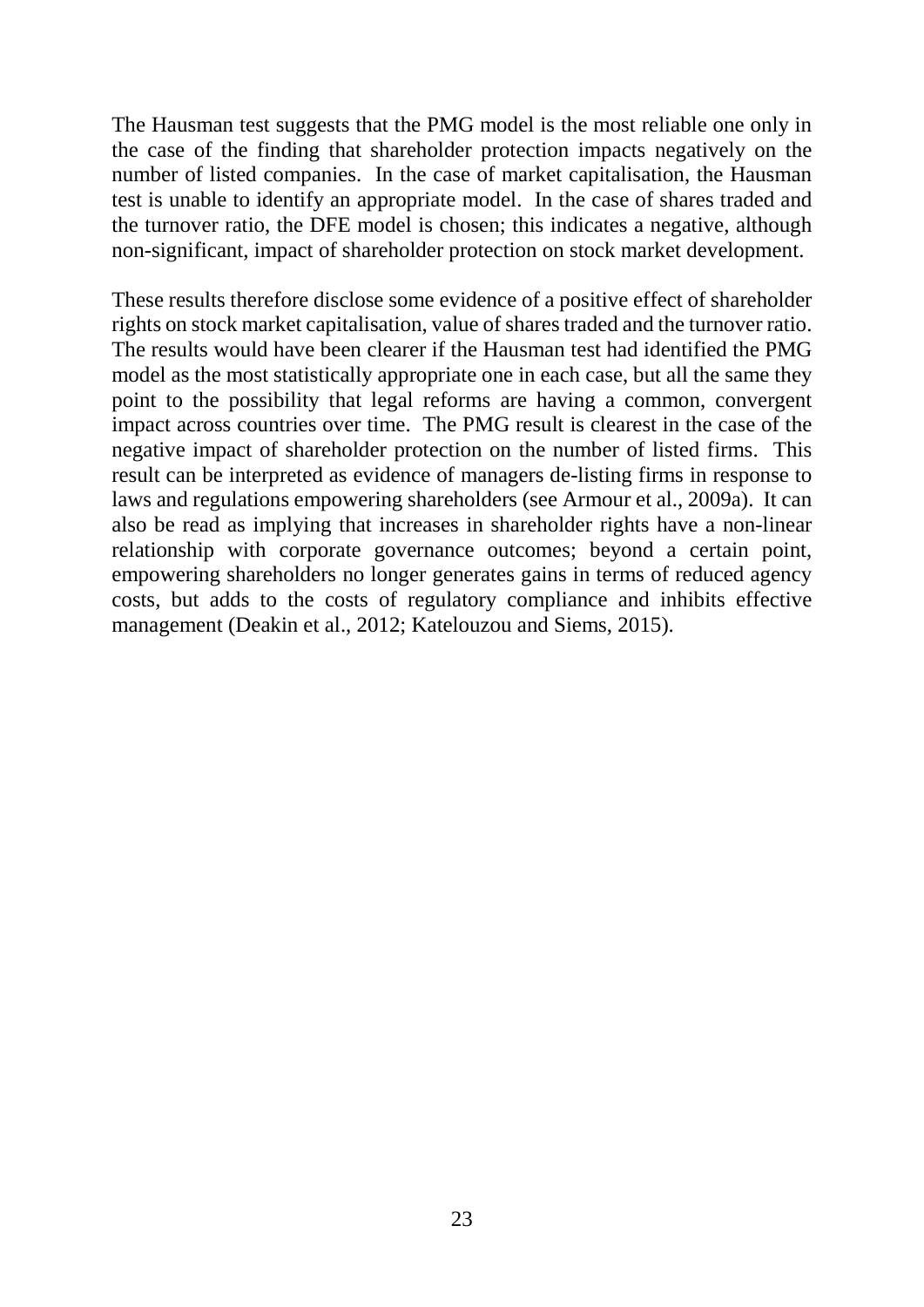The Hausman test suggests that the PMG model is the most reliable one only in the case of the finding that shareholder protection impacts negatively on the number of listed companies. In the case of market capitalisation, the Hausman test is unable to identify an appropriate model. In the case of shares traded and the turnover ratio, the DFE model is chosen; this indicates a negative, although non-significant, impact of shareholder protection on stock market development.

These results therefore disclose some evidence of a positive effect of shareholder rights on stock market capitalisation, value of shares traded and the turnover ratio. The results would have been clearer if the Hausman test had identified the PMG model as the most statistically appropriate one in each case, but all the same they point to the possibility that legal reforms are having a common, convergent impact across countries over time. The PMG result is clearest in the case of the negative impact of shareholder protection on the number of listed firms. This result can be interpreted as evidence of managers de-listing firms in response to laws and regulations empowering shareholders (see Armour et al., 2009a). It can also be read as implying that increases in shareholder rights have a non-linear relationship with corporate governance outcomes; beyond a certain point, empowering shareholders no longer generates gains in terms of reduced agency costs, but adds to the costs of regulatory compliance and inhibits effective management (Deakin et al., 2012; Katelouzou and Siems, 2015).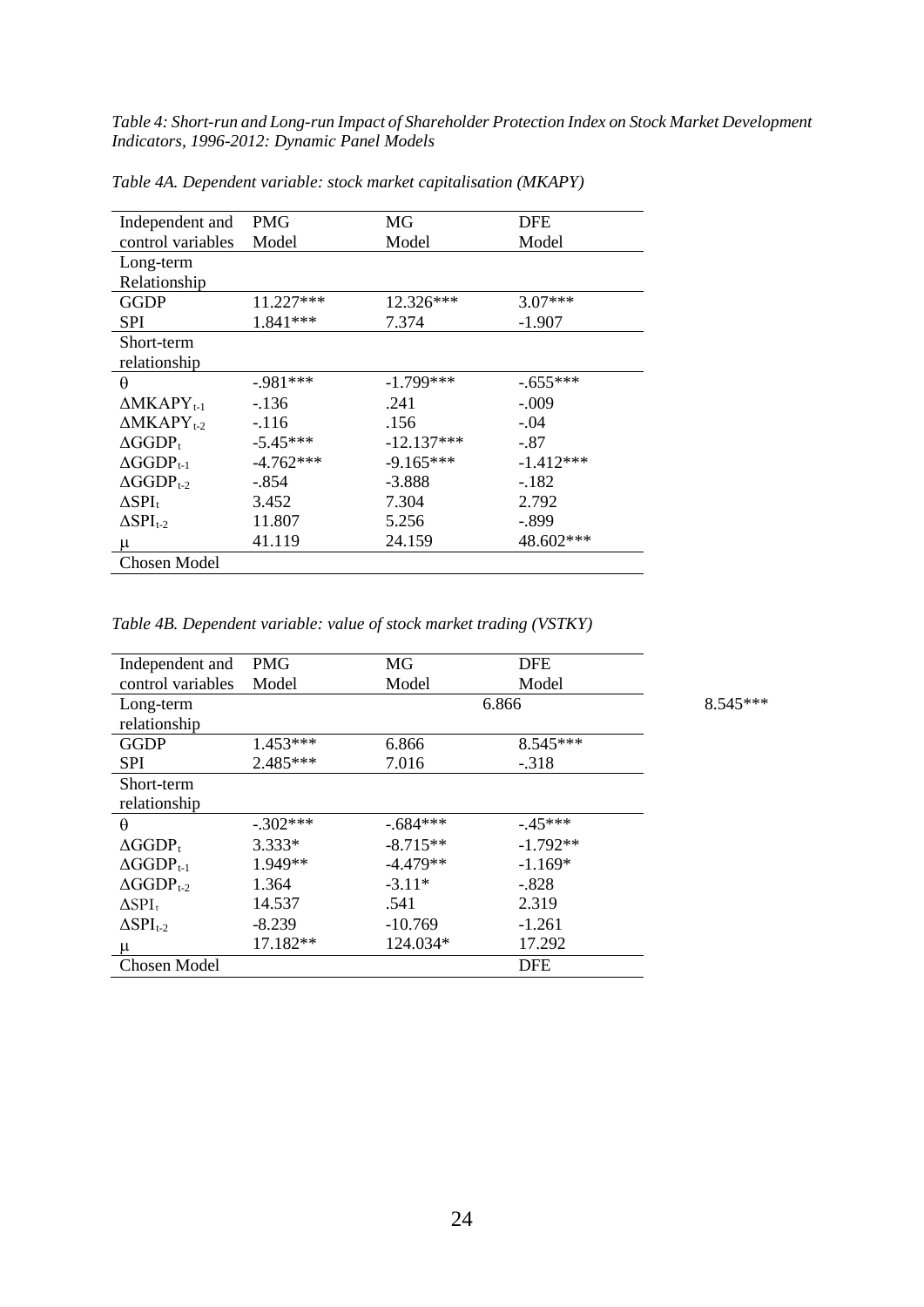*Table 4: Short-run and Long-run Impact of Shareholder Protection Index on Stock Market Development Indicators, 1996-2012: Dynamic Panel Models*

*Table 4A. Dependent variable: stock market capitalisation (MKAPY)*

| Independent and control variables | PMG Model | MG Model | DFE Model |
|---|---|---|---|
| Long-term Relationship | | | |
| GGDP | 11.227*** | 12.326*** | 3.07*** |
| SPI | 1.841*** | 7.374 | -1.907 |
| Short-term relationship | | | |
| $\theta$ | -.981*** | -1.799*** | -.655*** |
| $\Delta MKAPY_{t-1}$ | -.136 | .241 | -.009 |
| $\Delta MKAPY_{t-2}$ | -.116 | .156 | -.04 |
| $\Delta GGDP_{t}$ | -5.45*** | -12.137*** | -.87 |
| $\Delta GGDP_{t-1}$ | -4.762*** | -9.165*** | -1.412*** |
| $\Delta GGDP_{t-2}$ | -.854 | -3.888 | -.182 |
| $\Delta SPI_{t}$ | 3.452 | 7.304 | 2.792 |
| $\Delta SPI_{t-2}$ | 11.807 | 5.256 | -.899 |
| $\mu$ | 41.119 | 24.159 | 48.602*** |
| Chosen Model | | | |

*Table 4B. Dependent variable: value of stock market trading (VSTKY)*

| Independent and control variables | PMG Model | MG Model | DFE Model | |
|---|---|---|---|---|
| Long-term relationship | | | 6.866 | 8.545*** |
| GGDP | 1.453*** | 6.866 | 8.545*** | |
| SPI | 2.485*** | 7.016 | -.318 | |
| Short-term relationship | | | | |
| $\theta$ | -.302*** | -.684*** | -.45*** | |
| $\Delta GGDP_{t}$ | 3.333* | -8.715** | -1.792** | |
| $\Delta GGDP_{t-1}$ | 1.949** | -4.479** | -1.169* | |
| $\Delta GGDP_{t-2}$ | 1.364 | -3.11* | -.828 | |
| $\Delta SPI_{t}$ | 14.537 | .541 | 2.319 | |
| $\Delta SPI_{t-2}$ | -8.239 | -10.769 | -1.261 | |
| $\mu$ | 17.182** | 124.034* | 17.292 | |
| Chosen Model | | | DFE | |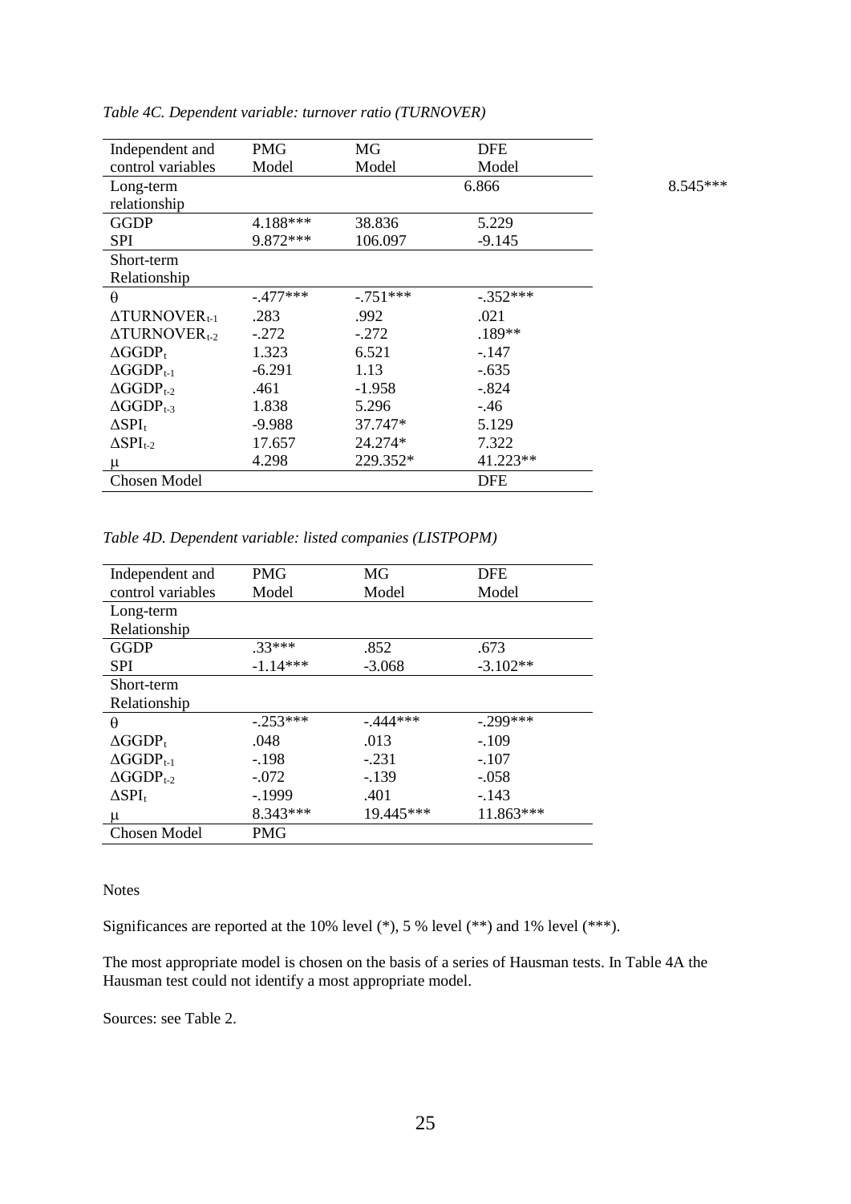*Table 4C. Dependent variable: turnover ratio (TURNOVER)*

| Independent and control variables | PMG Model | MG Model | DFE Model | |
|---|---|---|---|---|
| Long-term relationship | | | 6.866 | 8.545*** |
| GGDP | 4.188*** | 38.836 | 5.229 | |
| SPI | 9.872*** | 106.097 | -9.145 | |
| Short-term Relationship | | | | |
| $\theta$ | -.477*** | -.751*** | -.352*** | |
| $\Delta TURNOVER_{t-1}$ | .283 | .992 | .021 | |
| $\Delta TURNOVER_{t-2}$ | -.272 | -.272 | .189** | |
| $\Delta GGDP_{t}$ | 1.323 | 6.521 | -.147 | |
| $\Delta GGDP_{t-1}$ | -6.291 | 1.13 | -.635 | |
| $\Delta GGDP_{t-2}$ | .461 | -1.958 | -.824 | |
| $\Delta GGDP_{t-3}$ | 1.838 | 5.296 | -.46 | |
| $\Delta SPI_{t}$ | -9.988 | 37.747* | 5.129 | |
| $\Delta SPI_{t-2}$ | 17.657 | 24.274* | 7.322 | |
| $\mu$ | 4.298 | 229.352* | 41.223** | |
| Chosen Model | | | DFE | |

*Table 4D. Dependent variable: listed companies (LISTPOPM)*

| Independent and control variables | PMG Model | MG Model | DFE Model |
|---|---|---|---|
| Long-term Relationship | | | |
| GGDP | .33*** | .852 | .673 |
| SPI | -1.14*** | -3.068 | -3.102** |
| Short-term Relationship | | | |
| $\theta$ | -.253*** | -.444*** | -.299*** |
| $\Delta GGDP_{t}$ | .048 | .013 | -.109 |
| $\Delta GGDP_{t-1}$ | -.198 | -.231 | -.107 |
| $\Delta GGDP_{t-2}$ | -.072 | -.139 | -.058 |
| $\Delta SPI_{t}$ | -.1999 | .401 | -.143 |
| $\mu$ | 8.343*** | 19.445*** | 11.863*** |
| Chosen Model | PMG | | |

Notes

Significances are reported at the 10% level (*), 5 % level (**) and 1% level (***).

The most appropriate model is chosen on the basis of a series of Hausman tests. In Table 4A the Hausman test could not identify a most appropriate model.

Sources: see Table 2.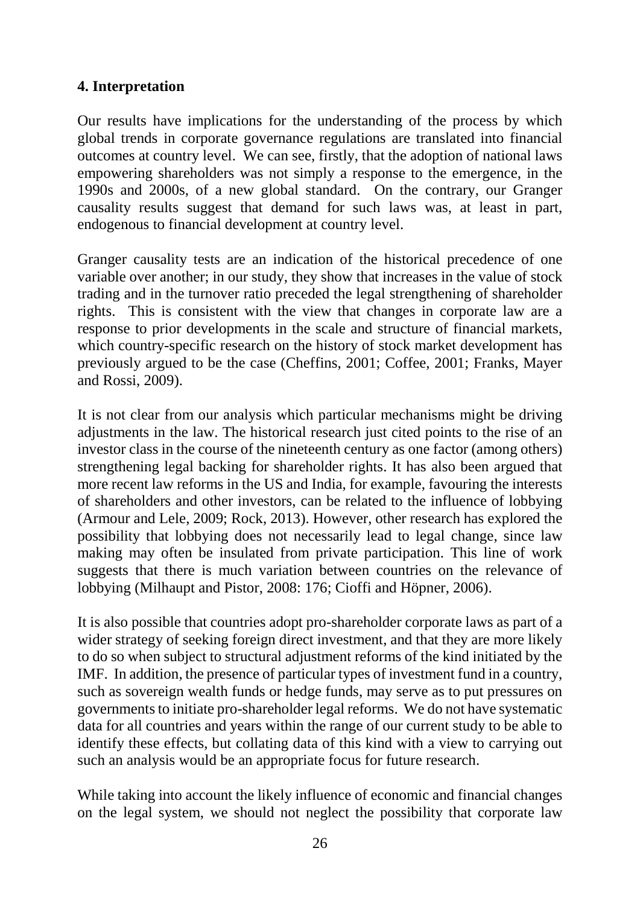## 4. Interpretation

Our results have implications for the understanding of the process by which global trends in corporate governance regulations are translated into financial outcomes at country level. We can see, firstly, that the adoption of national laws empowering shareholders was not simply a response to the emergence, in the 1990s and 2000s, of a new global standard. On the contrary, our Granger causality results suggest that demand for such laws was, at least in part, endogenous to financial development at country level.

Granger causality tests are an indication of the historical precedence of one variable over another; in our study, they show that increases in the value of stock trading and in the turnover ratio preceded the legal strengthening of shareholder rights. This is consistent with the view that changes in corporate law are a response to prior developments in the scale and structure of financial markets, which country-specific research on the history of stock market development has previously argued to be the case (Cheffins, 2001; Coffee, 2001; Franks, Mayer and Rossi, 2009).

It is not clear from our analysis which particular mechanisms might be driving adjustments in the law. The historical research just cited points to the rise of an investor class in the course of the nineteenth century as one factor (among others) strengthening legal backing for shareholder rights. It has also been argued that more recent law reforms in the US and India, for example, favouring the interests of shareholders and other investors, can be related to the influence of lobbying (Armour and Lele, 2009; Rock, 2013). However, other research has explored the possibility that lobbying does not necessarily lead to legal change, since law making may often be insulated from private participation. This line of work suggests that there is much variation between countries on the relevance of lobbying (Milhaupt and Pistor, 2008: 176; Cioffi and Höpner, 2006).

It is also possible that countries adopt pro-shareholder corporate laws as part of a wider strategy of seeking foreign direct investment, and that they are more likely to do so when subject to structural adjustment reforms of the kind initiated by the IMF. In addition, the presence of particular types of investment fund in a country, such as sovereign wealth funds or hedge funds, may serve as to put pressures on governments to initiate pro-shareholder legal reforms. We do not have systematic data for all countries and years within the range of our current study to be able to identify these effects, but collating data of this kind with a view to carrying out such an analysis would be an appropriate focus for future research.

While taking into account the likely influence of economic and financial changes on the legal system, we should not neglect the possibility that corporate law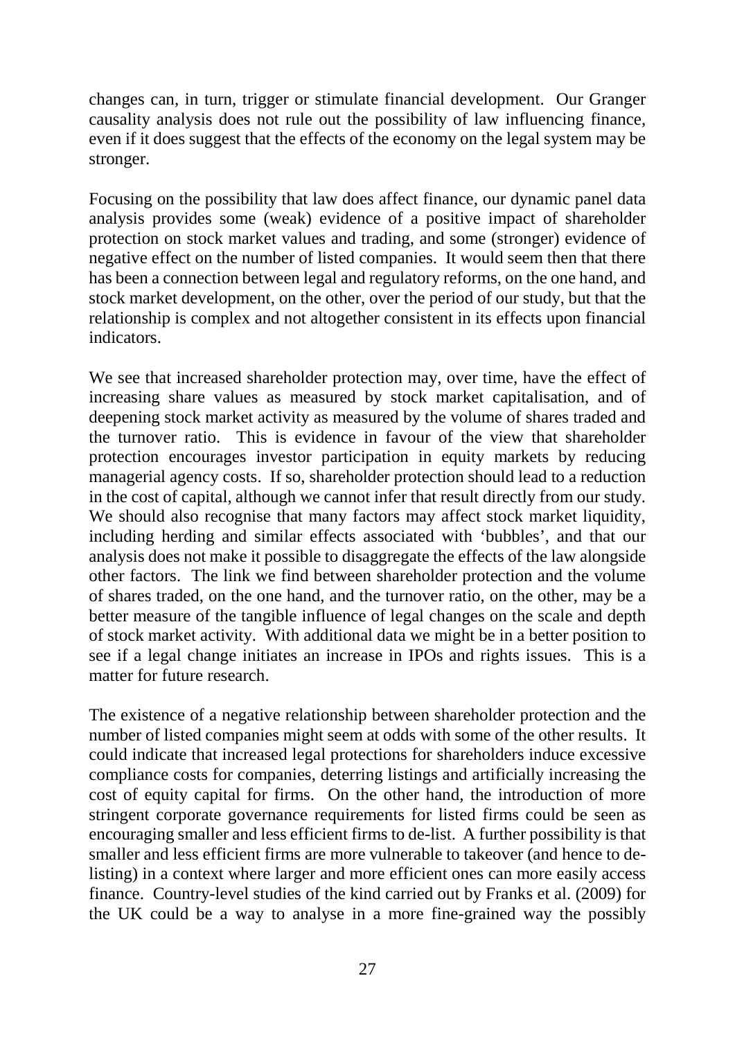changes can, in turn, trigger or stimulate financial development. Our Granger causality analysis does not rule out the possibility of law influencing finance, even if it does suggest that the effects of the economy on the legal system may be stronger.

Focusing on the possibility that law does affect finance, our dynamic panel data analysis provides some (weak) evidence of a positive impact of shareholder protection on stock market values and trading, and some (stronger) evidence of negative effect on the number of listed companies. It would seem then that there has been a connection between legal and regulatory reforms, on the one hand, and stock market development, on the other, over the period of our study, but that the relationship is complex and not altogether consistent in its effects upon financial indicators.

We see that increased shareholder protection may, over time, have the effect of increasing share values as measured by stock market capitalisation, and of deepening stock market activity as measured by the volume of shares traded and the turnover ratio. This is evidence in favour of the view that shareholder protection encourages investor participation in equity markets by reducing managerial agency costs. If so, shareholder protection should lead to a reduction in the cost of capital, although we cannot infer that result directly from our study. We should also recognise that many factors may affect stock market liquidity, including herding and similar effects associated with 'bubbles', and that our analysis does not make it possible to disaggregate the effects of the law alongside other factors. The link we find between shareholder protection and the volume of shares traded, on the one hand, and the turnover ratio, on the other, may be a better measure of the tangible influence of legal changes on the scale and depth of stock market activity. With additional data we might be in a better position to see if a legal change initiates an increase in IPOs and rights issues. This is a matter for future research.

The existence of a negative relationship between shareholder protection and the number of listed companies might seem at odds with some of the other results. It could indicate that increased legal protections for shareholders induce excessive compliance costs for companies, deterring listings and artificially increasing the cost of equity capital for firms. On the other hand, the introduction of more stringent corporate governance requirements for listed firms could be seen as encouraging smaller and less efficient firms to de-list. A further possibility is that smaller and less efficient firms are more vulnerable to takeover (and hence to de-listing) in a context where larger and more efficient ones can more easily access finance. Country-level studies of the kind carried out by Franks et al. (2009) for the UK could be a way to analyse in a more fine-grained way the possibly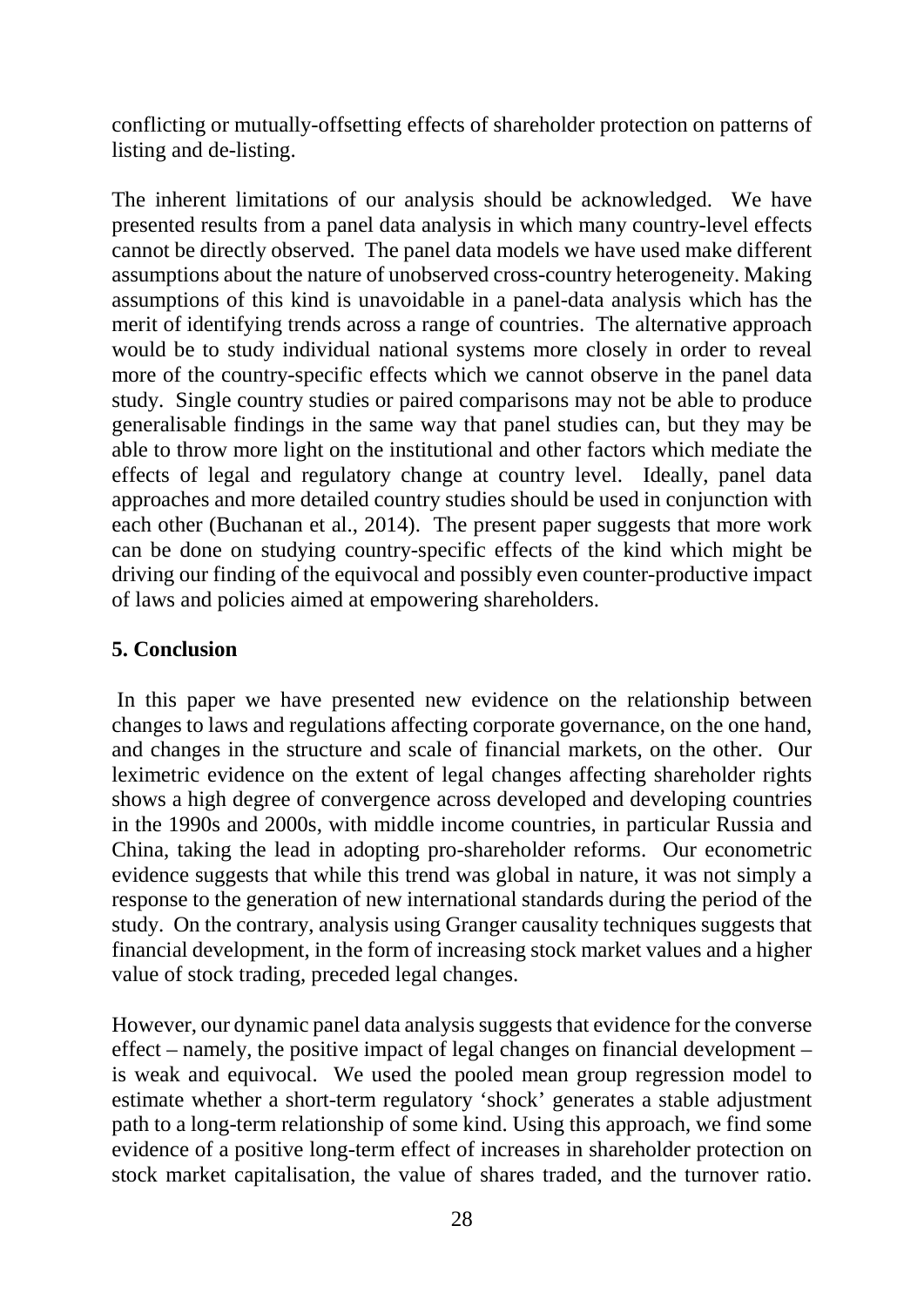conflicting or mutually-offsetting effects of shareholder protection on patterns of listing and de-listing.

The inherent limitations of our analysis should be acknowledged. We have presented results from a panel data analysis in which many country-level effects cannot be directly observed. The panel data models we have used make different assumptions about the nature of unobserved cross-country heterogeneity. Making assumptions of this kind is unavoidable in a panel-data analysis which has the merit of identifying trends across a range of countries. The alternative approach would be to study individual national systems more closely in order to reveal more of the country-specific effects which we cannot observe in the panel data study. Single country studies or paired comparisons may not be able to produce generalisable findings in the same way that panel studies can, but they may be able to throw more light on the institutional and other factors which mediate the effects of legal and regulatory change at country level. Ideally, panel data approaches and more detailed country studies should be used in conjunction with each other (Buchanan et al., 2014). The present paper suggests that more work can be done on studying country-specific effects of the kind which might be driving our finding of the equivocal and possibly even counter-productive impact of laws and policies aimed at empowering shareholders.

## 5. Conclusion

In this paper we have presented new evidence on the relationship between changes to laws and regulations affecting corporate governance, on the one hand, and changes in the structure and scale of financial markets, on the other. Our leximetric evidence on the extent of legal changes affecting shareholder rights shows a high degree of convergence across developed and developing countries in the 1990s and 2000s, with middle income countries, in particular Russia and China, taking the lead in adopting pro-shareholder reforms. Our econometric evidence suggests that while this trend was global in nature, it was not simply a response to the generation of new international standards during the period of the study. On the contrary, analysis using Granger causality techniques suggests that financial development, in the form of increasing stock market values and a higher value of stock trading, preceded legal changes.

However, our dynamic panel data analysis suggests that evidence for the converse effect – namely, the positive impact of legal changes on financial development – is weak and equivocal. We used the pooled mean group regression model to estimate whether a short-term regulatory 'shock' generates a stable adjustment path to a long-term relationship of some kind. Using this approach, we find some evidence of a positive long-term effect of increases in shareholder protection on stock market capitalisation, the value of shares traded, and the turnover ratio.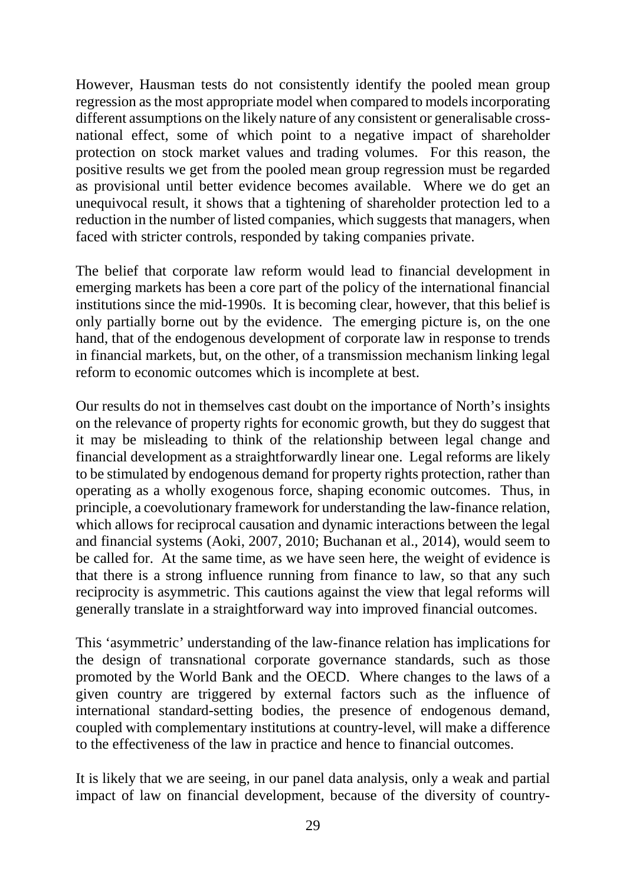However, Hausman tests do not consistently identify the pooled mean group regression as the most appropriate model when compared to models incorporating different assumptions on the likely nature of any consistent or generalisable cross-national effect, some of which point to a negative impact of shareholder protection on stock market values and trading volumes. For this reason, the positive results we get from the pooled mean group regression must be regarded as provisional until better evidence becomes available. Where we do get an unequivocal result, it shows that a tightening of shareholder protection led to a reduction in the number of listed companies, which suggests that managers, when faced with stricter controls, responded by taking companies private.

The belief that corporate law reform would lead to financial development in emerging markets has been a core part of the policy of the international financial institutions since the mid-1990s. It is becoming clear, however, that this belief is only partially borne out by the evidence. The emerging picture is, on the one hand, that of the endogenous development of corporate law in response to trends in financial markets, but, on the other, of a transmission mechanism linking legal reform to economic outcomes which is incomplete at best.

Our results do not in themselves cast doubt on the importance of North's insights on the relevance of property rights for economic growth, but they do suggest that it may be misleading to think of the relationship between legal change and financial development as a straightforwardly linear one. Legal reforms are likely to be stimulated by endogenous demand for property rights protection, rather than operating as a wholly exogenous force, shaping economic outcomes. Thus, in principle, a coevolutionary framework for understanding the law-finance relation, which allows for reciprocal causation and dynamic interactions between the legal and financial systems (Aoki, 2007, 2010; Buchanan et al., 2014), would seem to be called for. At the same time, as we have seen here, the weight of evidence is that there is a strong influence running from finance to law, so that any such reciprocity is asymmetric. This cautions against the view that legal reforms will generally translate in a straightforward way into improved financial outcomes.

This 'asymmetric' understanding of the law-finance relation has implications for the design of transnational corporate governance standards, such as those promoted by the World Bank and the OECD. Where changes to the laws of a given country are triggered by external factors such as the influence of international standard-setting bodies, the presence of endogenous demand, coupled with complementary institutions at country-level, will make a difference to the effectiveness of the law in practice and hence to financial outcomes.

It is likely that we are seeing, in our panel data analysis, only a weak and partial impact of law on financial development, because of the diversity of country-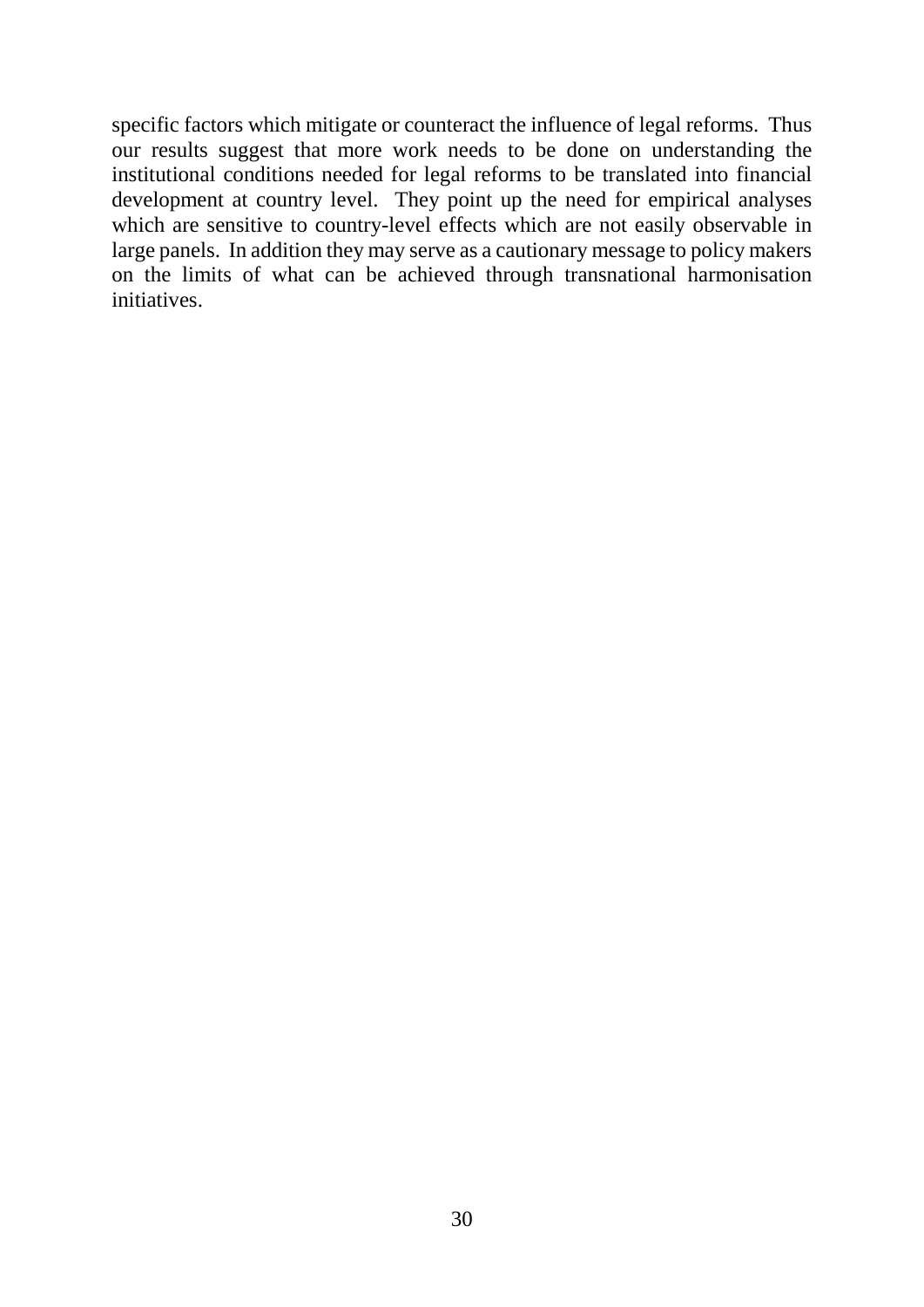specific factors which mitigate or counteract the influence of legal reforms. Thus our results suggest that more work needs to be done on understanding the institutional conditions needed for legal reforms to be translated into financial development at country level. They point up the need for empirical analyses which are sensitive to country-level effects which are not easily observable in large panels. In addition they may serve as a cautionary message to policy makers on the limits of what can be achieved through transnational harmonisation initiatives.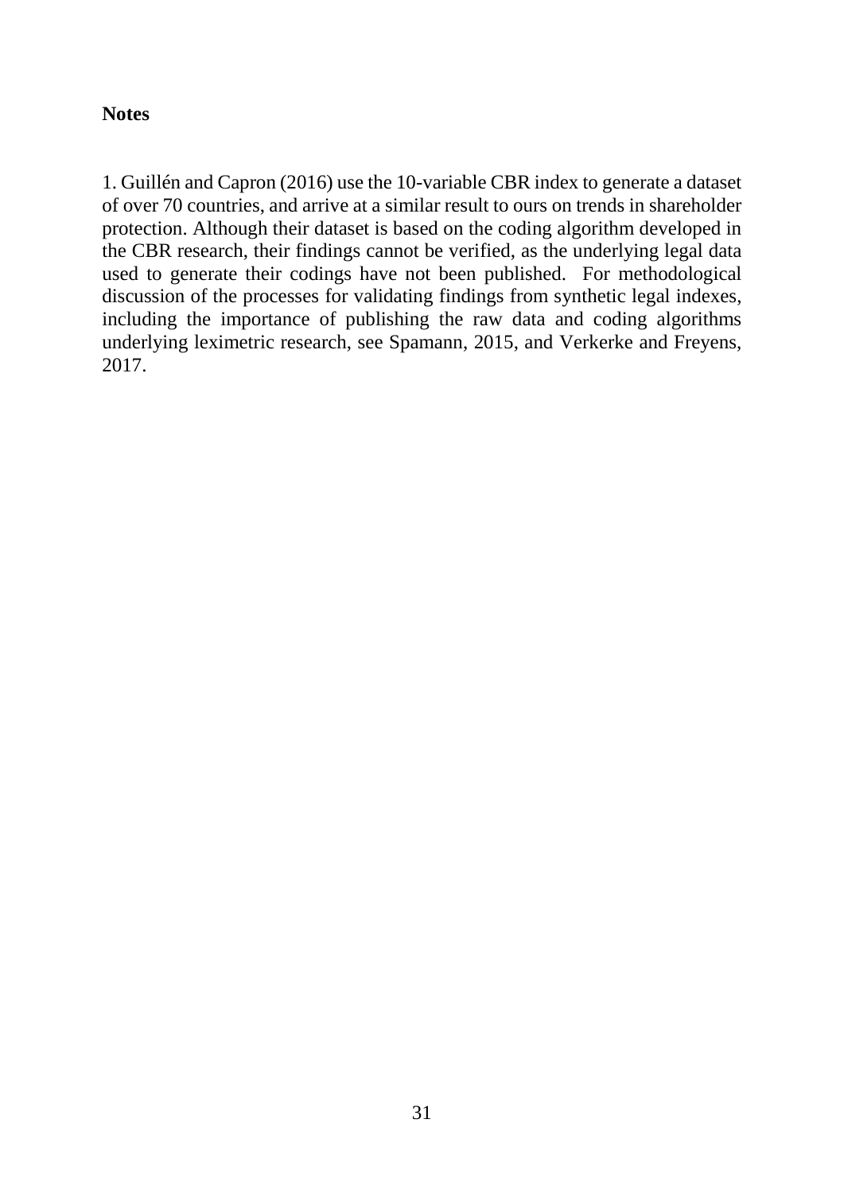**Notes**

1. Guillén and Capron (2016) use the 10-variable CBR index to generate a dataset of over 70 countries, and arrive at a similar result to ours on trends in shareholder protection. Although their dataset is based on the coding algorithm developed in the CBR research, their findings cannot be verified, as the underlying legal data used to generate their codings have not been published. For methodological discussion of the processes for validating findings from synthetic legal indexes, including the importance of publishing the raw data and coding algorithms underlying leximetric research, see Spamann, 2015, and Verkerke and Freyens, 2017.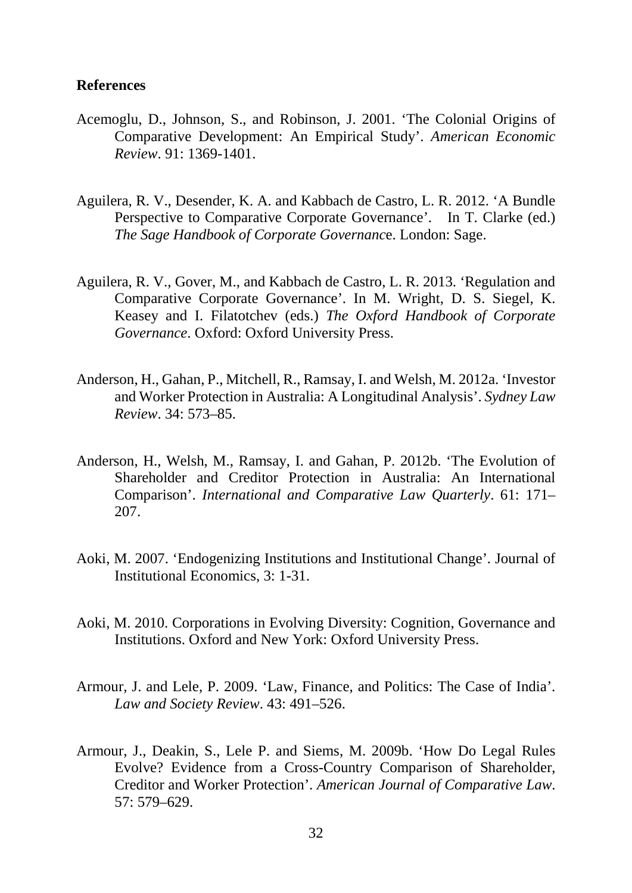**References**

Acemoglu, D., Johnson, S., and Robinson, J. 2001. 'The Colonial Origins of Comparative Development: An Empirical Study'. *American Economic Review*. 91: 1369-1401.

Aguilera, R. V., Desender, K. A. and Kabbach de Castro, L. R. 2012. 'A Bundle Perspective to Comparative Corporate Governance'. In T. Clarke (ed.) *The Sage Handbook of Corporate Governanc*e. London: Sage.

Aguilera, R. V., Gover, M., and Kabbach de Castro, L. R. 2013. 'Regulation and Comparative Corporate Governance'. In M. Wright, D. S. Siegel, K. Keasey and I. Filatotchev (eds.) *The Oxford Handbook of Corporate Governance*. Oxford: Oxford University Press.

Anderson, H., Gahan, P., Mitchell, R., Ramsay, I. and Welsh, M. 2012a. 'Investor and Worker Protection in Australia: A Longitudinal Analysis'. *Sydney Law Review*. 34: 573–85.

Anderson, H., Welsh, M., Ramsay, I. and Gahan, P. 2012b. 'The Evolution of Shareholder and Creditor Protection in Australia: An International Comparison'. *International and Comparative Law Quarterly*. 61: 171–207.

Aoki, M. 2007. 'Endogenizing Institutions and Institutional Change'. Journal of Institutional Economics, 3: 1-31.

Aoki, M. 2010. Corporations in Evolving Diversity: Cognition, Governance and Institutions. Oxford and New York: Oxford University Press.

Armour, J. and Lele, P. 2009. 'Law, Finance, and Politics: The Case of India'. *Law and Society Review*. 43: 491–526.

Armour, J., Deakin, S., Lele P. and Siems, M. 2009b. 'How Do Legal Rules Evolve? Evidence from a Cross-Country Comparison of Shareholder, Creditor and Worker Protection'. *American Journal of Comparative Law*. 57: 579–629.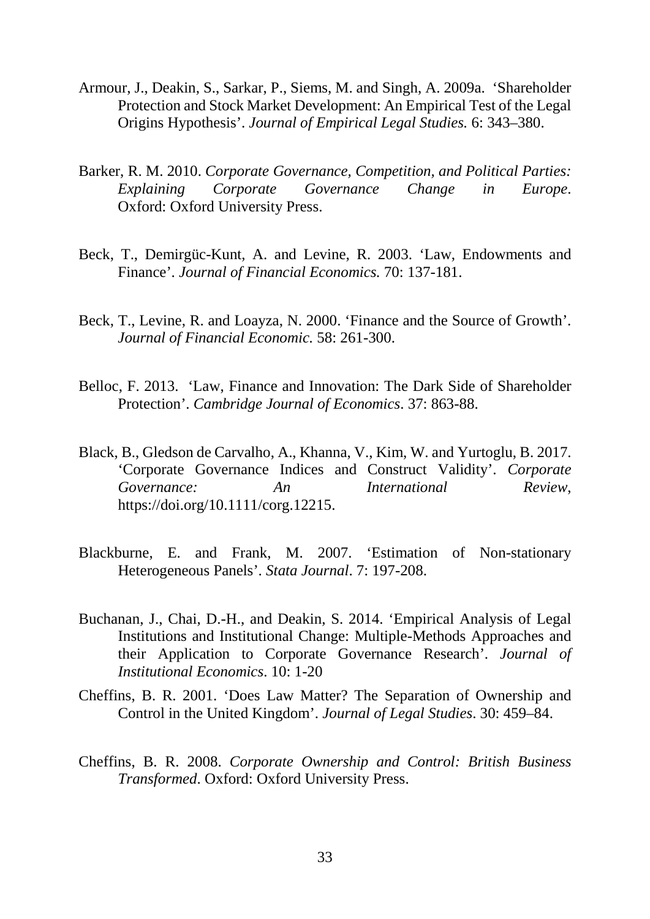Armour, J., Deakin, S., Sarkar, P., Siems, M. and Singh, A. 2009a. 'Shareholder Protection and Stock Market Development: An Empirical Test of the Legal Origins Hypothesis'. *Journal of Empirical Legal Studies.* 6: 343–380.

Barker, R. M. 2010. *Corporate Governance, Competition, and Political Parties: Explaining Corporate Governance Change in Europe*. Oxford: Oxford University Press.

Beck, T., Demirgüc-Kunt, A. and Levine, R. 2003. 'Law, Endowments and Finance'. *Journal of Financial Economics.* 70: 137-181.

Beck, T., Levine, R. and Loayza, N. 2000. 'Finance and the Source of Growth'. *Journal of Financial Economic.* 58: 261-300.

Belloc, F. 2013. 'Law, Finance and Innovation: The Dark Side of Shareholder Protection'. *Cambridge Journal of Economics*. 37: 863-88.

Black, B., Gledson de Carvalho, A., Khanna, V., Kim, W. and Yurtoglu, B. 2017. 'Corporate Governance Indices and Construct Validity'. *Corporate Governance: An International Review*, https://doi.org/10.1111/corg.12215.

Blackburne, E. and Frank, M. 2007. 'Estimation of Non-stationary Heterogeneous Panels'. *Stata Journal*. 7: 197-208.

Buchanan, J., Chai, D.-H., and Deakin, S. 2014. 'Empirical Analysis of Legal Institutions and Institutional Change: Multiple-Methods Approaches and their Application to Corporate Governance Research'. *Journal of Institutional Economics*. 10: 1-20

Cheffins, B. R. 2001. 'Does Law Matter? The Separation of Ownership and Control in the United Kingdom'. *Journal of Legal Studies*. 30: 459–84.

Cheffins, B. R. 2008. *Corporate Ownership and Control: British Business Transformed*. Oxford: Oxford University Press.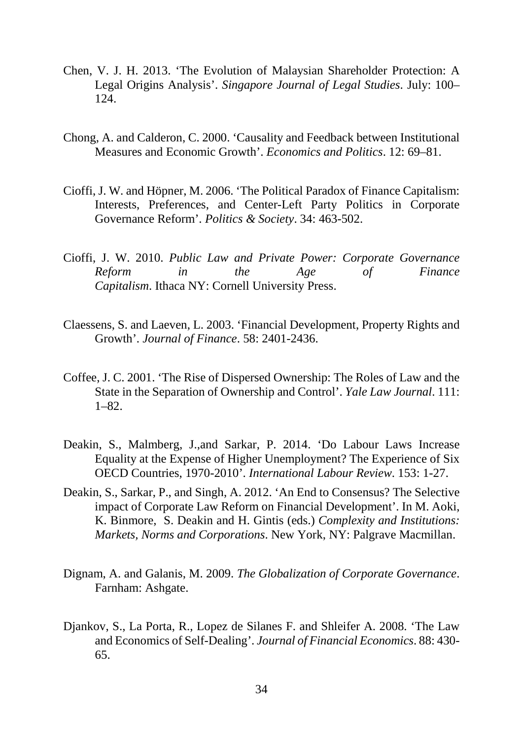Chen, V. J. H. 2013. 'The Evolution of Malaysian Shareholder Protection: A Legal Origins Analysis'. *Singapore Journal of Legal Studies*. July: 100–124.

Chong, A. and Calderon, C. 2000. 'Causality and Feedback between Institutional Measures and Economic Growth'. *Economics and Politics*. 12: 69–81.

Cioffi, J. W. and Höpner, M. 2006. 'The Political Paradox of Finance Capitalism: Interests, Preferences, and Center-Left Party Politics in Corporate Governance Reform'. *Politics & Society*. 34: 463-502.

Cioffi, J. W. 2010. *Public Law and Private Power: Corporate Governance Reform in the Age of Finance Capitalism*. Ithaca NY: Cornell University Press.

Claessens, S. and Laeven, L. 2003. 'Financial Development, Property Rights and Growth'. *Journal of Finance*. 58: 2401-2436.

Coffee, J. C. 2001. 'The Rise of Dispersed Ownership: The Roles of Law and the State in the Separation of Ownership and Control'. *Yale Law Journal*. 111: 1–82.

Deakin, S., Malmberg, J.,and Sarkar, P. 2014. 'Do Labour Laws Increase Equality at the Expense of Higher Unemployment? The Experience of Six OECD Countries, 1970-2010'. *International Labour Review*. 153: 1-27.

Deakin, S., Sarkar, P., and Singh, A. 2012. 'An End to Consensus? The Selective impact of Corporate Law Reform on Financial Development'. In M. Aoki, K. Binmore, S. Deakin and H. Gintis (eds.) *Complexity and Institutions: Markets, Norms and Corporations*. New York, NY: Palgrave Macmillan.

Dignam, A. and Galanis, M. 2009. *The Globalization of Corporate Governance*. Farnham: Ashgate.

Djankov, S., La Porta, R., Lopez de Silanes F. and Shleifer A. 2008. 'The Law and Economics of Self-Dealing'. *Journal of Financial Economics*. 88: 430-65.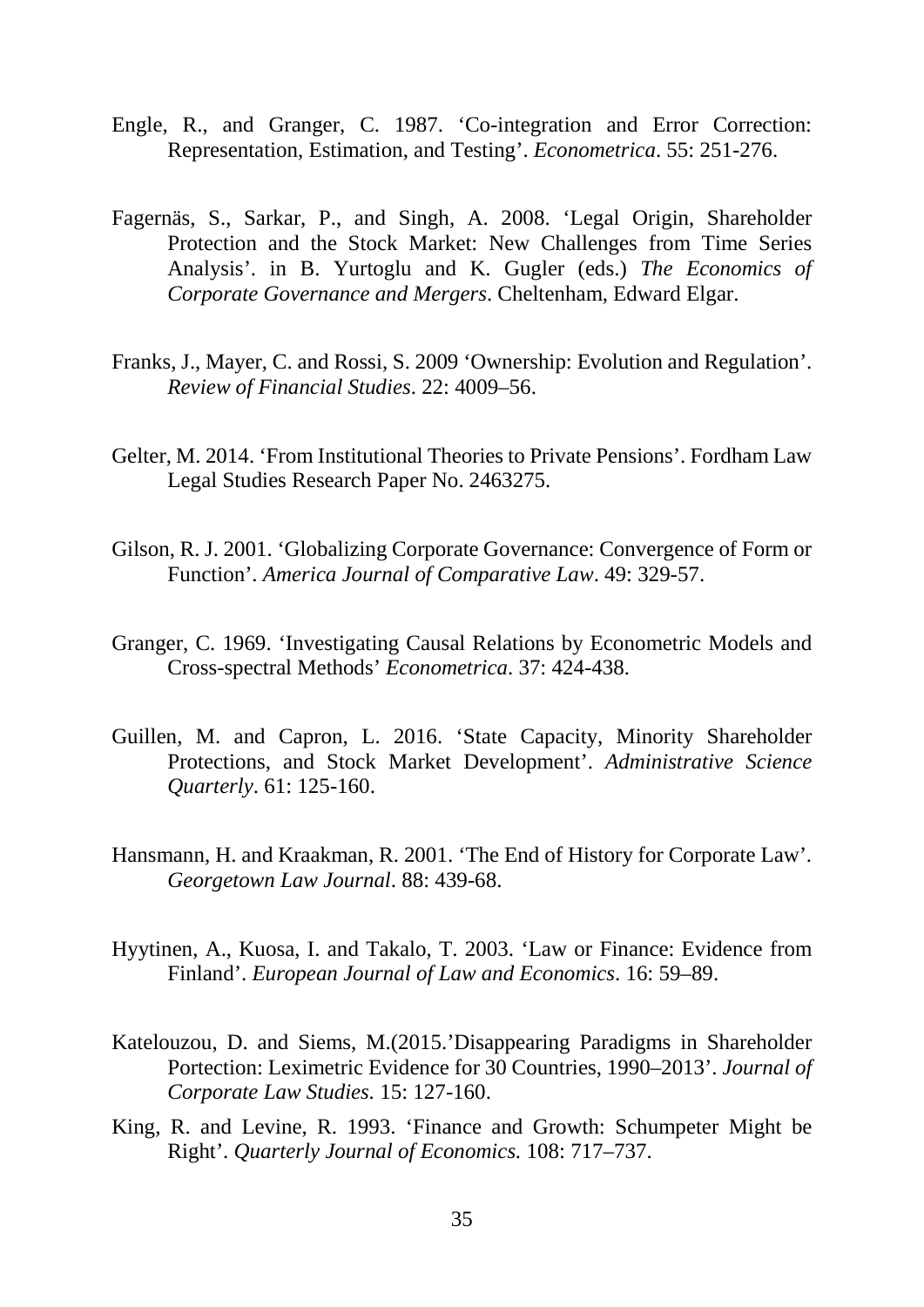Engle, R., and Granger, C. 1987. 'Co-integration and Error Correction: Representation, Estimation, and Testing'. *Econometrica*. 55: 251-276.

Fagernäs, S., Sarkar, P., and Singh, A. 2008. 'Legal Origin, Shareholder Protection and the Stock Market: New Challenges from Time Series Analysis'. in B. Yurtoglu and K. Gugler (eds.) *The Economics of Corporate Governance and Mergers*. Cheltenham, Edward Elgar.

Franks, J., Mayer, C. and Rossi, S. 2009 'Ownership: Evolution and Regulation'. *Review of Financial Studies*. 22: 4009–56.

Gelter, M. 2014. 'From Institutional Theories to Private Pensions'. Fordham Law Legal Studies Research Paper No. 2463275.

Gilson, R. J. 2001. 'Globalizing Corporate Governance: Convergence of Form or Function'. *America Journal of Comparative Law*. 49: 329-57.

Granger, C. 1969. 'Investigating Causal Relations by Econometric Models and Cross-spectral Methods' *Econometrica*. 37: 424-438.

Guillen, M. and Capron, L. 2016. 'State Capacity, Minority Shareholder Protections, and Stock Market Development'. *Administrative Science Quarterly*. 61: 125-160.

Hansmann, H. and Kraakman, R. 2001. 'The End of History for Corporate Law'. *Georgetown Law Journal*. 88: 439-68.

Hyytinen, A., Kuosa, I. and Takalo, T. 2003. 'Law or Finance: Evidence from Finland'. *European Journal of Law and Economics*. 16: 59–89.

Katelouzou, D. and Siems, M.(2015.'Disappearing Paradigms in Shareholder Portection: Leximetric Evidence for 30 Countries, 1990–2013'. *Journal of Corporate Law Studies.* 15: 127-160.

King, R. and Levine, R. 1993. 'Finance and Growth: Schumpeter Might be Right'. *Quarterly Journal of Economics.* 108: 717–737.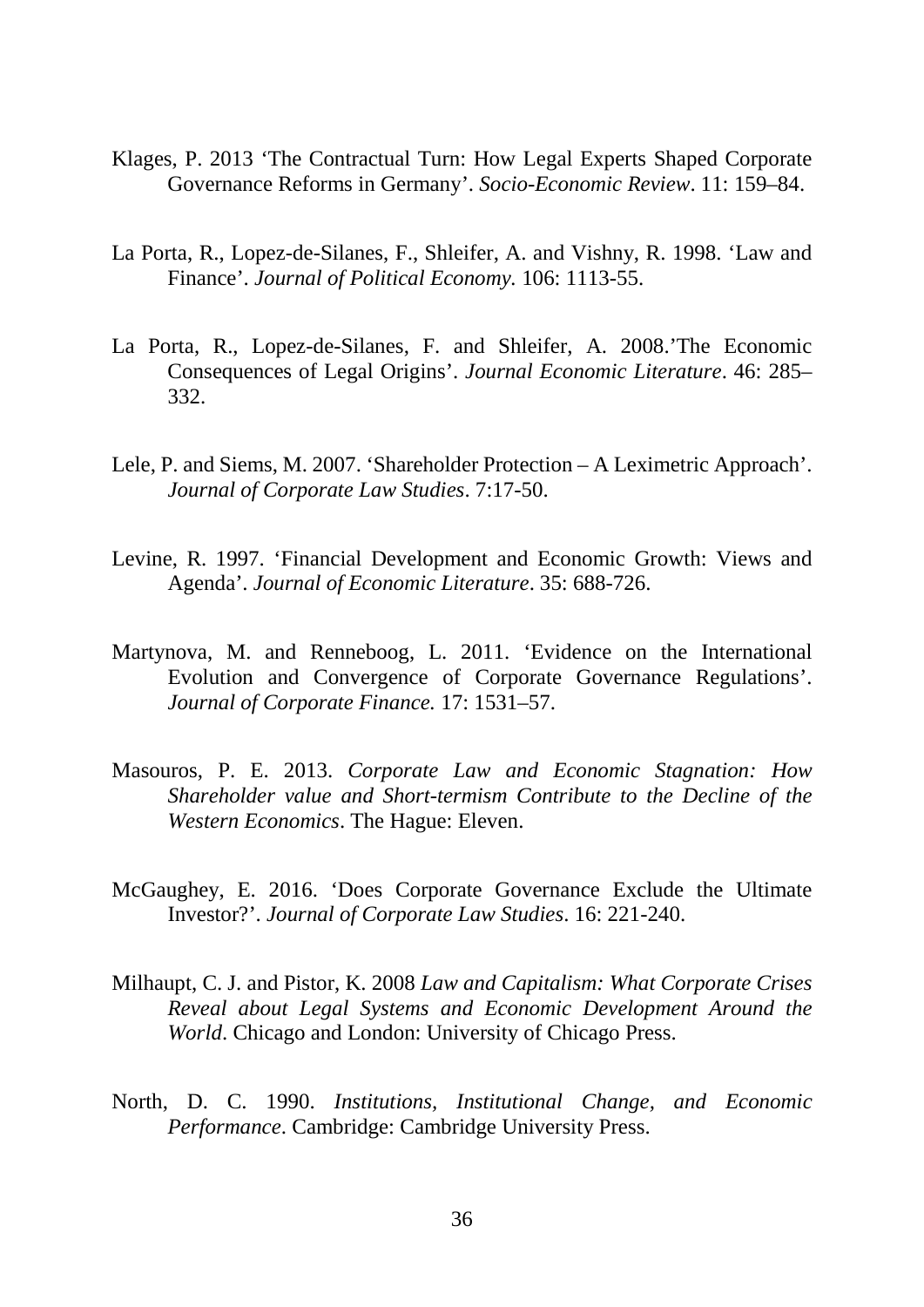Klages, P. 2013 ‘The Contractual Turn: How Legal Experts Shaped Corporate Governance Reforms in Germany’. *Socio-Economic Review*. 11: 159–84.

La Porta, R., Lopez-de-Silanes, F., Shleifer, A. and Vishny, R. 1998. ‘Law and Finance’. *Journal of Political Economy.* 106: 1113-55.

La Porta, R., Lopez-de-Silanes, F. and Shleifer, A. 2008.’The Economic Consequences of Legal Origins’. *Journal Economic Literature*. 46: 285–332.

Lele, P. and Siems, M. 2007. ‘Shareholder Protection – A Leximetric Approach’. *Journal of Corporate Law Studies*. 7:17-50.

Levine, R. 1997. ‘Financial Development and Economic Growth: Views and Agenda’. *Journal of Economic Literature*. 35: 688-726.

Martynova, M. and Renneboog, L. 2011. ‘Evidence on the International Evolution and Convergence of Corporate Governance Regulations’. *Journal of Corporate Finance.* 17: 1531–57.

Masouros, P. E. 2013. *Corporate Law and Economic Stagnation: How Shareholder value and Short-termism Contribute to the Decline of the Western Economics*. The Hague: Eleven.

McGaughey, E. 2016. ‘Does Corporate Governance Exclude the Ultimate Investor?’. *Journal of Corporate Law Studies*. 16: 221-240.

Milhaupt, C. J. and Pistor, K. 2008 *Law and Capitalism: What Corporate Crises Reveal about Legal Systems and Economic Development Around the World*. Chicago and London: University of Chicago Press.

North, D. C. 1990. *Institutions, Institutional Change, and Economic Performance*. Cambridge: Cambridge University Press.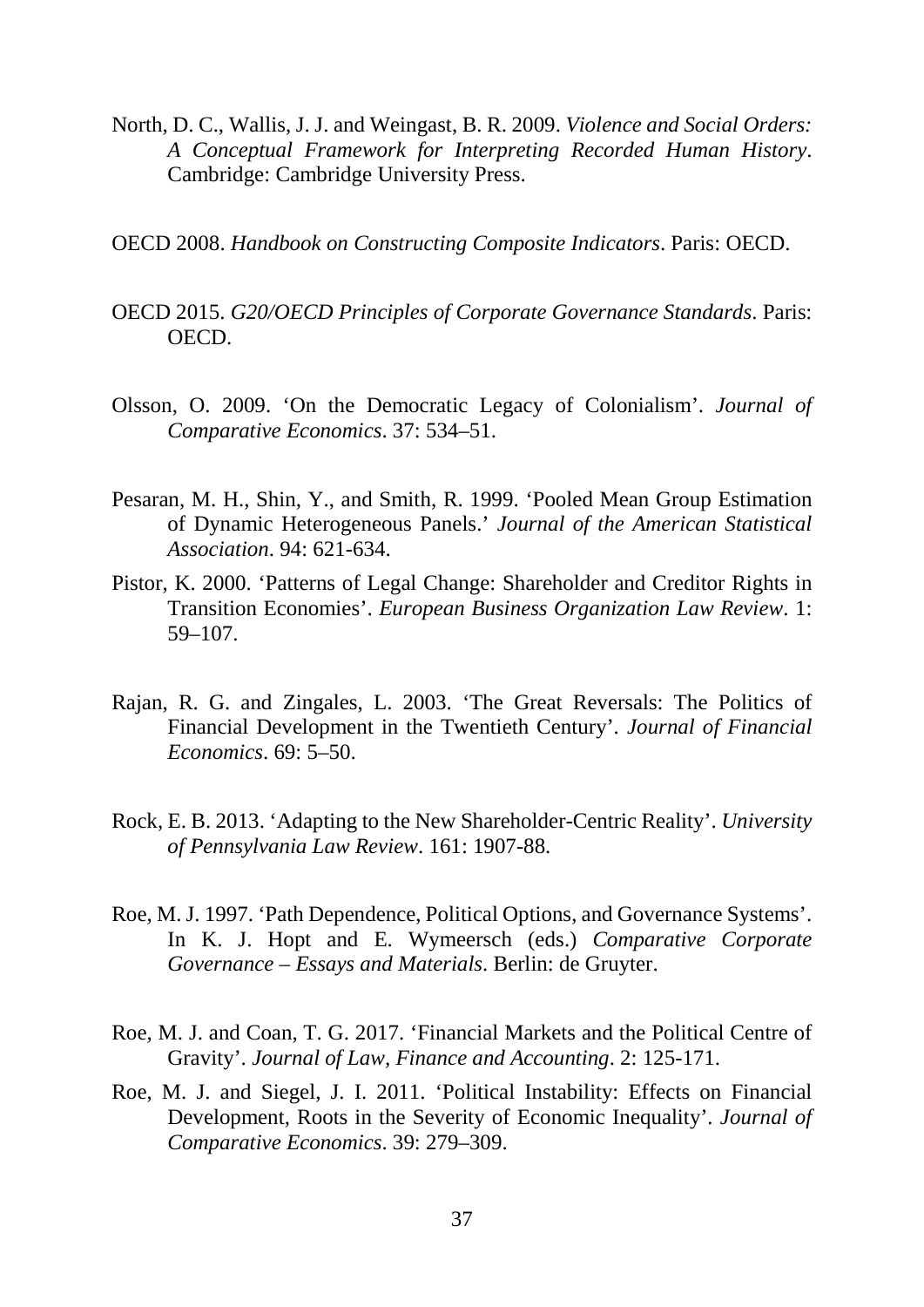North, D. C., Wallis, J. J. and Weingast, B. R. 2009. *Violence and Social Orders: A Conceptual Framework for Interpreting Recorded Human History*. Cambridge: Cambridge University Press.

OECD 2008. *Handbook on Constructing Composite Indicators*. Paris: OECD.

OECD 2015. *G20/OECD Principles of Corporate Governance Standards*. Paris: OECD.

Olsson, O. 2009. 'On the Democratic Legacy of Colonialism'. *Journal of Comparative Economics*. 37: 534–51.

Pesaran, M. H., Shin, Y., and Smith, R. 1999. 'Pooled Mean Group Estimation of Dynamic Heterogeneous Panels.' *Journal of the American Statistical Association*. 94: 621-634.

Pistor, K. 2000. 'Patterns of Legal Change: Shareholder and Creditor Rights in Transition Economies'. *European Business Organization Law Review*. 1: 59–107.

Rajan, R. G. and Zingales, L. 2003. 'The Great Reversals: The Politics of Financial Development in the Twentieth Century'. *Journal of Financial Economics*. 69: 5–50.

Rock, E. B. 2013. 'Adapting to the New Shareholder-Centric Reality'. *University of Pennsylvania Law Review*. 161: 1907-88.

Roe, M. J. 1997. 'Path Dependence, Political Options, and Governance Systems'. In K. J. Hopt and E. Wymeersch (eds.) *Comparative Corporate Governance – Essays and Materials*. Berlin: de Gruyter.

Roe, M. J. and Coan, T. G. 2017. 'Financial Markets and the Political Centre of Gravity'. *Journal of Law, Finance and Accounting*. 2: 125-171.

Roe, M. J. and Siegel, J. I. 2011. 'Political Instability: Effects on Financial Development, Roots in the Severity of Economic Inequality'. *Journal of Comparative Economics*. 39: 279–309.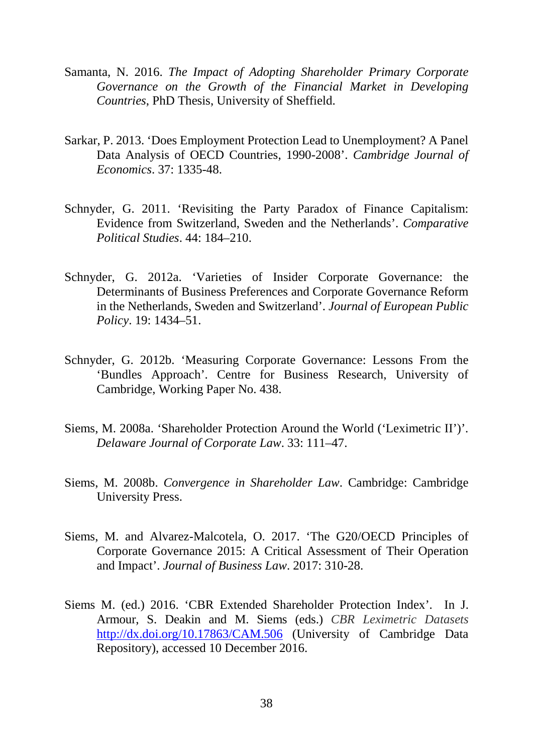Samanta, N. 2016. *The Impact of Adopting Shareholder Primary Corporate Governance on the Growth of the Financial Market in Developing Countries*, PhD Thesis, University of Sheffield.

Sarkar, P. 2013. 'Does Employment Protection Lead to Unemployment? A Panel Data Analysis of OECD Countries, 1990-2008'. *Cambridge Journal of Economics*. 37: 1335-48.

Schnyder, G. 2011. 'Revisiting the Party Paradox of Finance Capitalism: Evidence from Switzerland, Sweden and the Netherlands'. *Comparative Political Studies*. 44: 184–210.

Schnyder, G. 2012a. 'Varieties of Insider Corporate Governance: the Determinants of Business Preferences and Corporate Governance Reform in the Netherlands, Sweden and Switzerland'. *Journal of European Public Policy*. 19: 1434–51.

Schnyder, G. 2012b. 'Measuring Corporate Governance: Lessons From the 'Bundles Approach'. Centre for Business Research, University of Cambridge, Working Paper No. 438.

Siems, M. 2008a. 'Shareholder Protection Around the World ('Leximetric II')'. *Delaware Journal of Corporate Law*. 33: 111–47.

Siems, M. 2008b. *Convergence in Shareholder Law*. Cambridge: Cambridge University Press.

Siems, M. and Alvarez-Malcotela, O. 2017. 'The G20/OECD Principles of Corporate Governance 2015: A Critical Assessment of Their Operation and Impact'. *Journal of Business Law*. 2017: 310-28.

Siems M. (ed.) 2016. 'CBR Extended Shareholder Protection Index'. In J. Armour, S. Deakin and M. Siems (eds.) *CBR Leximetric Datasets* http://dx.doi.org/10.17863/CAM.506 (University of Cambridge Data Repository), accessed 10 December 2016.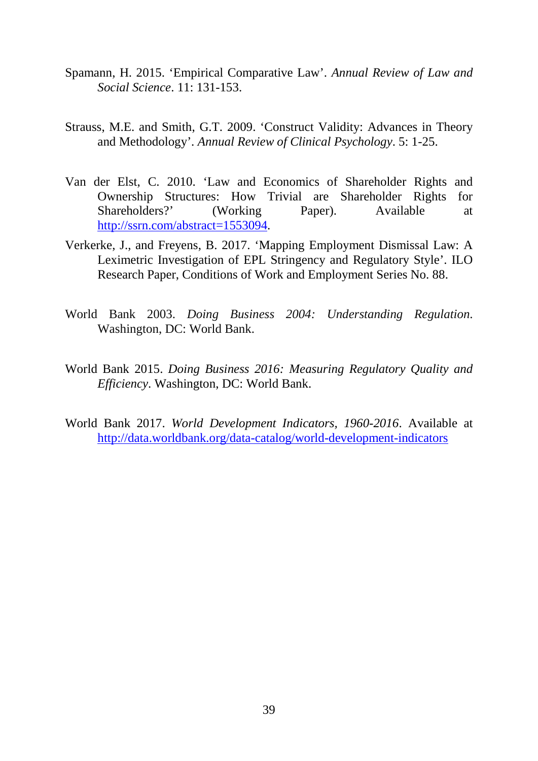Spamann, H. 2015. 'Empirical Comparative Law'. *Annual Review of Law and Social Science*. 11: 131-153.

Strauss, M.E. and Smith, G.T. 2009. 'Construct Validity: Advances in Theory and Methodology'. *Annual Review of Clinical Psychology*. 5: 1-25.

Van der Elst, C. 2010. 'Law and Economics of Shareholder Rights and Ownership Structures: How Trivial are Shareholder Rights for Shareholders?' (Working Paper). Available at http://ssrn.com/abstract=1553094.

Verkerke, J., and Freyens, B. 2017. 'Mapping Employment Dismissal Law: A Leximetric Investigation of EPL Stringency and Regulatory Style'. ILO Research Paper, Conditions of Work and Employment Series No. 88.

World Bank 2003. *Doing Business 2004: Understanding Regulation*. Washington, DC: World Bank.

World Bank 2015. *Doing Business 2016: Measuring Regulatory Quality and Efficiency*. Washington, DC: World Bank.

World Bank 2017. *World Development Indicators, 1960-2016*. Available at http://data.worldbank.org/data-catalog/world-development-indicators